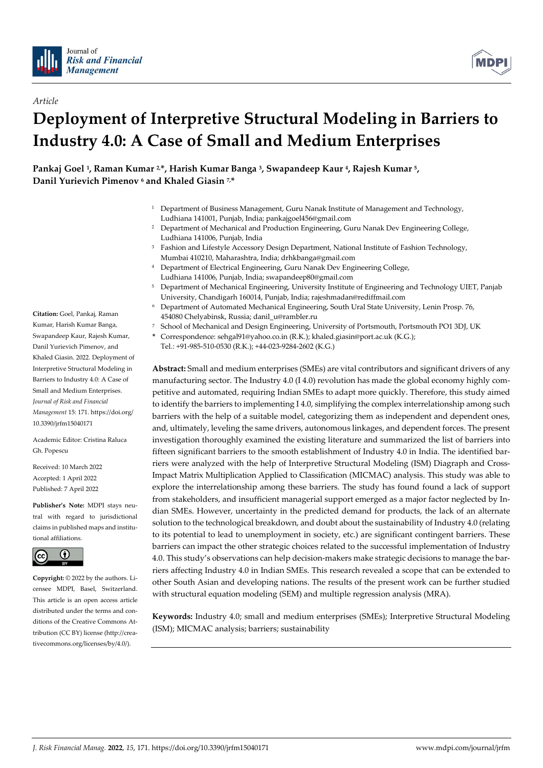*Article*

# Deployment of Interpretive Structural Modeling in Barriers to Industry 4.0: A Case of Small and Medium Enterprises

**Pankaj Goel [1], Raman Kumar [2,*], Harish Kumar Banga [3], Swapandeep Kaur [4], Rajesh Kumar [5], Danil Yurievich Pimenov [6] and Khaled Giasin [7,*]**

[1] Department of Business Management, Guru Nanak Institute of Management and Technology, Ludhiana 141001, Punjab, India; pankajgoel456@gmail.com
[2] Department of Mechanical and Production Engineering, Guru Nanak Dev Engineering College, Ludhiana 141006, Punjab, India
[3] Fashion and Lifestyle Accessory Design Department, National Institute of Fashion Technology, Mumbai 410210, Maharashtra, India; drhkbanga@gmail.com
[4] Department of Electrical Engineering, Guru Nanak Dev Engineering College, Ludhiana 141006, Punjab, India; swapandeep80@gmail.com
[5] Department of Mechanical Engineering, University Institute of Engineering and Technology UIET, Panjab University, Chandigarh 160014, Punjab, India; rajeshmadan@rediffmail.com
[6] Department of Automated Mechanical Engineering, South Ural State University, Lenin Prosp. 76, 454080 Chelyabinsk, Russia; danil_u@rambler.ru
[7] School of Mechanical and Design Engineering, University of Portsmouth, Portsmouth PO1 3DJ, UK
* Correspondence: sehgal91@yahoo.co.in (R.K.); khaled.giasin@port.ac.uk (K.G.); Tel.: +91-985-510-0530 (R.K.); +44-023-9284-2602 (K.G.)

**Citation:** Goel, Pankaj, Raman Kumar, Harish Kumar Banga, Swapandeep Kaur, Rajesh Kumar, Danil Yurievich Pimenov, and Khaled Giasin. 2022. Deployment of Interpretive Structural Modeling in Barriers to Industry 4.0: A Case of Small and Medium Enterprises. *Journal of Risk and Financial Management* 15: 171. https://doi.org/10.3390/jrfm15040171

Academic Editor: Cristina Raluca Gh. Popescu

Received: 10 March 2022
Accepted: 1 April 2022
Published: 7 April 2022

**Publisher's Note:** MDPI stays neutral with regard to jurisdictional claims in published maps and institutional affiliations.

**Copyright:** © 2022 by the authors. Licensee MDPI, Basel, Switzerland. This article is an open access article distributed under the terms and conditions of the Creative Commons Attribution (CC BY) license (http://creativecommons.org/licenses/by/4.0/).

**Abstract:** Small and medium enterprises (SMEs) are vital contributors and significant drivers of any manufacturing sector. The Industry 4.0 (I 4.0) revolution has made the global economy highly competitive and automated, requiring Indian SMEs to adapt more quickly. Therefore, this study aimed to identify the barriers to implementing I 4.0, simplifying the complex interrelationship among such barriers with the help of a suitable model, categorizing them as independent and dependent ones, and, ultimately, leveling the same drivers, autonomous linkages, and dependent forces. The present investigation thoroughly examined the existing literature and summarized the list of barriers into fifteen significant barriers to the smooth establishment of Industry 4.0 in India. The identified barriers were analyzed with the help of Interpretive Structural Modeling (ISM) Diagraph and Cross-Impact Matrix Multiplication Applied to Classification (MICMAC) analysis. This study was able to explore the interrelationship among these barriers. The study has found found a lack of support from stakeholders, and insufficient managerial support emerged as a major factor neglected by Indian SMEs. However, uncertainty in the predicted demand for products, the lack of an alternate solution to the technological breakdown, and doubt about the sustainability of Industry 4.0 (relating to its potential to lead to unemployment in society, etc.) are significant contingent barriers. These barriers can impact the other strategic choices related to the successful implementation of Industry 4.0. This study's observations can help decision-makers make strategic decisions to manage the barriers affecting Industry 4.0 in Indian SMEs. This research revealed a scope that can be extended to other South Asian and developing nations. The results of the present work can be further studied with structural equation modeling (SEM) and multiple regression analysis (MRA).

**Keywords:** Industry 4.0; small and medium enterprises (SMEs); Interpretive Structural Modeling (ISM); MICMAC analysis; barriers; sustainability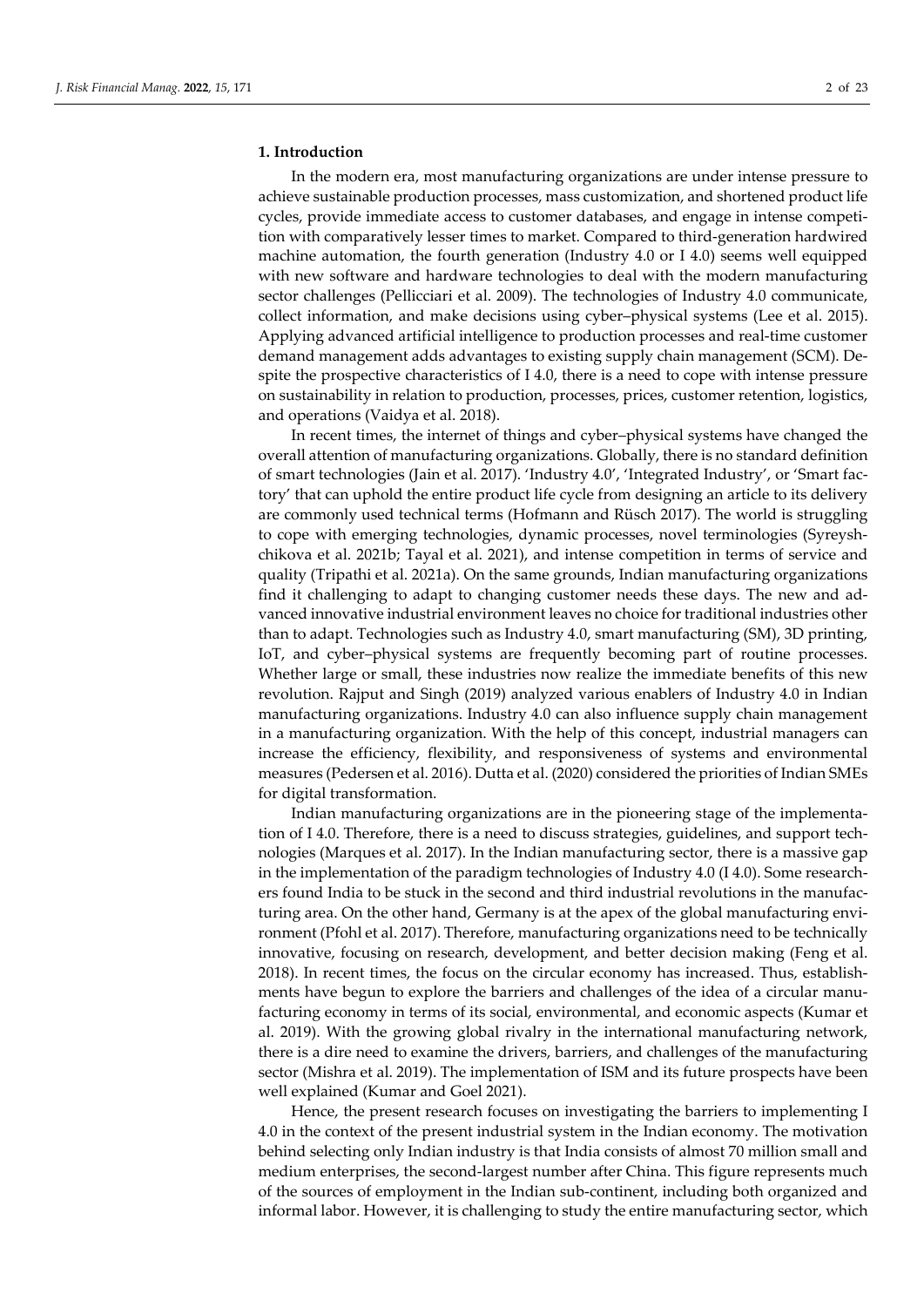## 1. Introduction

In the modern era, most manufacturing organizations are under intense pressure to achieve sustainable production processes, mass customization, and shortened product life cycles, provide immediate access to customer databases, and engage in intense competition with comparatively lesser times to market. Compared to third-generation hardwired machine automation, the fourth generation (Industry 4.0 or I 4.0) seems well equipped with new software and hardware technologies to deal with the modern manufacturing sector challenges (Pellicciari et al. 2009). The technologies of Industry 4.0 communicate, collect information, and make decisions using cyber–physical systems (Lee et al. 2015). Applying advanced artificial intelligence to production processes and real-time customer demand management adds advantages to existing supply chain management (SCM). Despite the prospective characteristics of I 4.0, there is a need to cope with intense pressure on sustainability in relation to production, processes, prices, customer retention, logistics, and operations (Vaidya et al. 2018).

In recent times, the internet of things and cyber–physical systems have changed the overall attention of manufacturing organizations. Globally, there is no standard definition of smart technologies (Jain et al. 2017). 'Industry 4.0', 'Integrated Industry', or 'Smart factory' that can uphold the entire product life cycle from designing an article to its delivery are commonly used technical terms (Hofmann and Rüsch 2017). The world is struggling to cope with emerging technologies, dynamic processes, novel terminologies (Syreyshchikova et al. 2021b; Tayal et al. 2021), and intense competition in terms of service and quality (Tripathi et al. 2021a). On the same grounds, Indian manufacturing organizations find it challenging to adapt to changing customer needs these days. The new and advanced innovative industrial environment leaves no choice for traditional industries other than to adapt. Technologies such as Industry 4.0, smart manufacturing (SM), 3D printing, IoT, and cyber–physical systems are frequently becoming part of routine processes. Whether large or small, these industries now realize the immediate benefits of this new revolution. Rajput and Singh (2019) analyzed various enablers of Industry 4.0 in Indian manufacturing organizations. Industry 4.0 can also influence supply chain management in a manufacturing organization. With the help of this concept, industrial managers can increase the efficiency, flexibility, and responsiveness of systems and environmental measures (Pedersen et al. 2016). Dutta et al. (2020) considered the priorities of Indian SMEs for digital transformation.

Indian manufacturing organizations are in the pioneering stage of the implementation of I 4.0. Therefore, there is a need to discuss strategies, guidelines, and support technologies (Marques et al. 2017). In the Indian manufacturing sector, there is a massive gap in the implementation of the paradigm technologies of Industry 4.0 (I 4.0). Some researchers found India to be stuck in the second and third industrial revolutions in the manufacturing area. On the other hand, Germany is at the apex of the global manufacturing environment (Pfohl et al. 2017). Therefore, manufacturing organizations need to be technically innovative, focusing on research, development, and better decision making (Feng et al. 2018). In recent times, the focus on the circular economy has increased. Thus, establishments have begun to explore the barriers and challenges of the idea of a circular manufacturing economy in terms of its social, environmental, and economic aspects (Kumar et al. 2019). With the growing global rivalry in the international manufacturing network, there is a dire need to examine the drivers, barriers, and challenges of the manufacturing sector (Mishra et al. 2019). The implementation of ISM and its future prospects have been well explained (Kumar and Goel 2021).

Hence, the present research focuses on investigating the barriers to implementing I 4.0 in the context of the present industrial system in the Indian economy. The motivation behind selecting only Indian industry is that India consists of almost 70 million small and medium enterprises, the second-largest number after China. This figure represents much of the sources of employment in the Indian sub-continent, including both organized and informal labor. However, it is challenging to study the entire manufacturing sector, which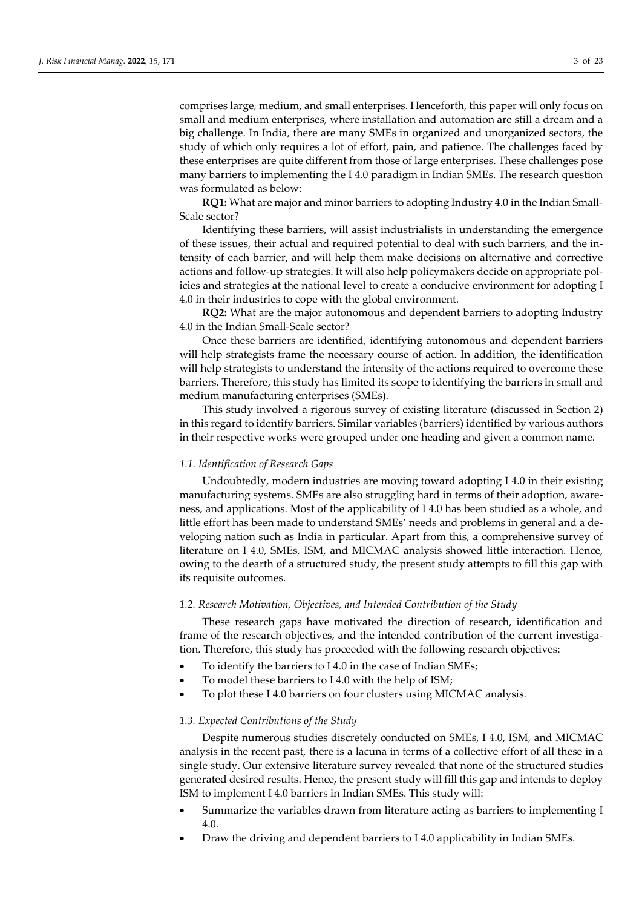comprises large, medium, and small enterprises. Henceforth, this paper will only focus on small and medium enterprises, where installation and automation are still a dream and a big challenge. In India, there are many SMEs in organized and unorganized sectors, the study of which only requires a lot of effort, pain, and patience. The challenges faced by these enterprises are quite different from those of large enterprises. These challenges pose many barriers to implementing the I 4.0 paradigm in Indian SMEs. The research question was formulated as below:

**RQ1:** What are major and minor barriers to adopting Industry 4.0 in the Indian Small-Scale sector?

Identifying these barriers, will assist industrialists in understanding the emergence of these issues, their actual and required potential to deal with such barriers, and the intensity of each barrier, and will help them make decisions on alternative and corrective actions and follow-up strategies. It will also help policymakers decide on appropriate policies and strategies at the national level to create a conducive environment for adopting I 4.0 in their industries to cope with the global environment.

**RQ2:** What are the major autonomous and dependent barriers to adopting Industry 4.0 in the Indian Small-Scale sector?

Once these barriers are identified, identifying autonomous and dependent barriers will help strategists frame the necessary course of action. In addition, the identification will help strategists to understand the intensity of the actions required to overcome these barriers. Therefore, this study has limited its scope to identifying the barriers in small and medium manufacturing enterprises (SMEs).

This study involved a rigorous survey of existing literature (discussed in Section 2) in this regard to identify barriers. Similar variables (barriers) identified by various authors in their respective works were grouped under one heading and given a common name.

### *1.1. Identification of Research Gaps*

Undoubtedly, modern industries are moving toward adopting I 4.0 in their existing manufacturing systems. SMEs are also struggling hard in terms of their adoption, awareness, and applications. Most of the applicability of I 4.0 has been studied as a whole, and little effort has been made to understand SMEs' needs and problems in general and a developing nation such as India in particular. Apart from this, a comprehensive survey of literature on I 4.0, SMEs, ISM, and MICMAC analysis showed little interaction. Hence, owing to the dearth of a structured study, the present study attempts to fill this gap with its requisite outcomes.

### *1.2. Research Motivation, Objectives, and Intended Contribution of the Study*

These research gaps have motivated the direction of research, identification and frame of the research objectives, and the intended contribution of the current investigation. Therefore, this study has proceeded with the following research objectives:

- To identify the barriers to I 4.0 in the case of Indian SMEs;
- To model these barriers to I 4.0 with the help of ISM;
- To plot these I 4.0 barriers on four clusters using MICMAC analysis.

### *1.3. Expected Contributions of the Study*

Despite numerous studies discretely conducted on SMEs, I 4.0, ISM, and MICMAC analysis in the recent past, there is a lacuna in terms of a collective effort of all these in a single study. Our extensive literature survey revealed that none of the structured studies generated desired results. Hence, the present study will fill this gap and intends to deploy ISM to implement I 4.0 barriers in Indian SMEs. This study will:

- Summarize the variables drawn from literature acting as barriers to implementing I 4.0.
- Draw the driving and dependent barriers to I 4.0 applicability in Indian SMEs.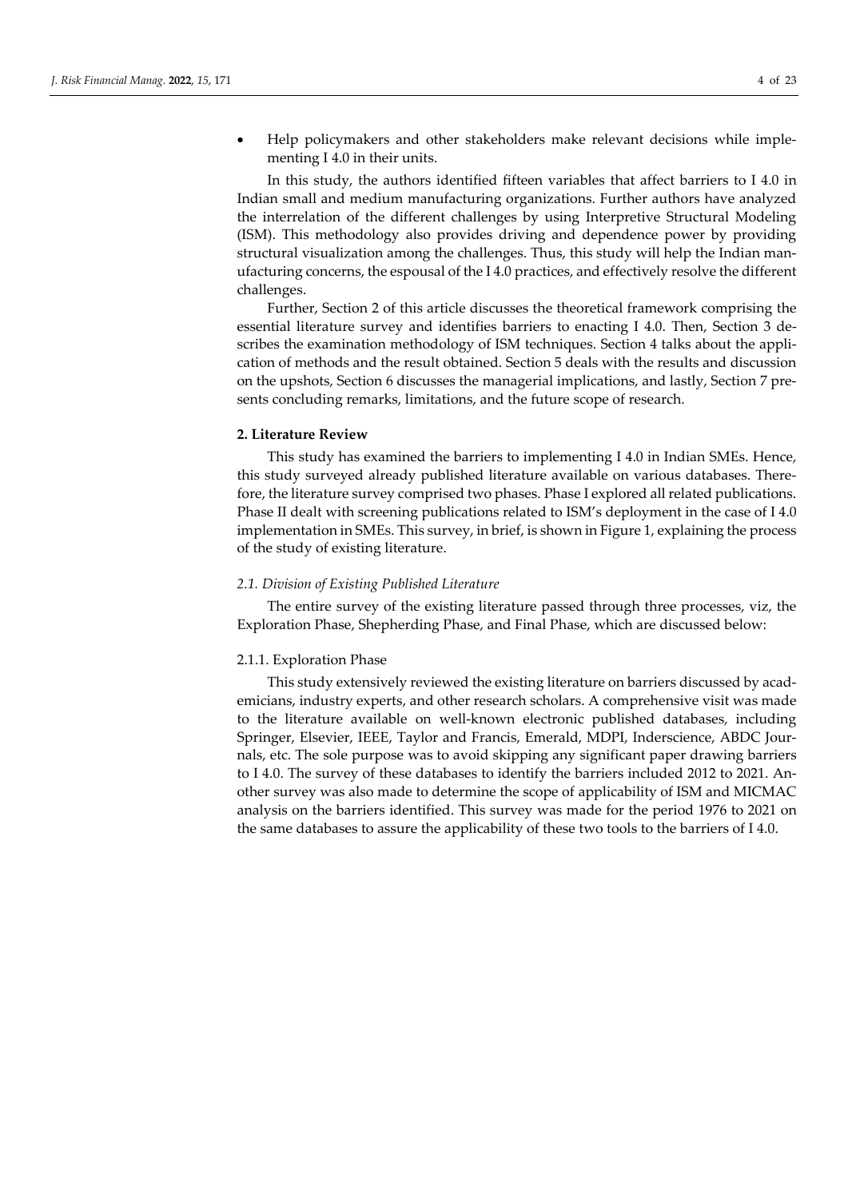- Help policymakers and other stakeholders make relevant decisions while implementing I 4.0 in their units.

In this study, the authors identified fifteen variables that affect barriers to I 4.0 in Indian small and medium manufacturing organizations. Further authors have analyzed the interrelation of the different challenges by using Interpretive Structural Modeling (ISM). This methodology also provides driving and dependence power by providing structural visualization among the challenges. Thus, this study will help the Indian manufacturing concerns, the espousal of the I 4.0 practices, and effectively resolve the different challenges.

Further, Section 2 of this article discusses the theoretical framework comprising the essential literature survey and identifies barriers to enacting I 4.0. Then, Section 3 describes the examination methodology of ISM techniques. Section 4 talks about the application of methods and the result obtained. Section 5 deals with the results and discussion on the upshots, Section 6 discusses the managerial implications, and lastly, Section 7 presents concluding remarks, limitations, and the future scope of research.

## 2. Literature Review

This study has examined the barriers to implementing I 4.0 in Indian SMEs. Hence, this study surveyed already published literature available on various databases. Therefore, the literature survey comprised two phases. Phase I explored all related publications. Phase II dealt with screening publications related to ISM's deployment in the case of I 4.0 implementation in SMEs. This survey, in brief, is shown in Figure 1, explaining the process of the study of existing literature.

### *2.1. Division of Existing Published Literature*

The entire survey of the existing literature passed through three processes, viz, the Exploration Phase, Shepherding Phase, and Final Phase, which are discussed below:

#### 2.1.1. Exploration Phase

This study extensively reviewed the existing literature on barriers discussed by academicians, industry experts, and other research scholars. A comprehensive visit was made to the literature available on well-known electronic published databases, including Springer, Elsevier, IEEE, Taylor and Francis, Emerald, MDPI, Inderscience, ABDC Journals, etc. The sole purpose was to avoid skipping any significant paper drawing barriers to I 4.0. The survey of these databases to identify the barriers included 2012 to 2021. Another survey was also made to determine the scope of applicability of ISM and MICMAC analysis on the barriers identified. This survey was made for the period 1976 to 2021 on the same databases to assure the applicability of these two tools to the barriers of I 4.0.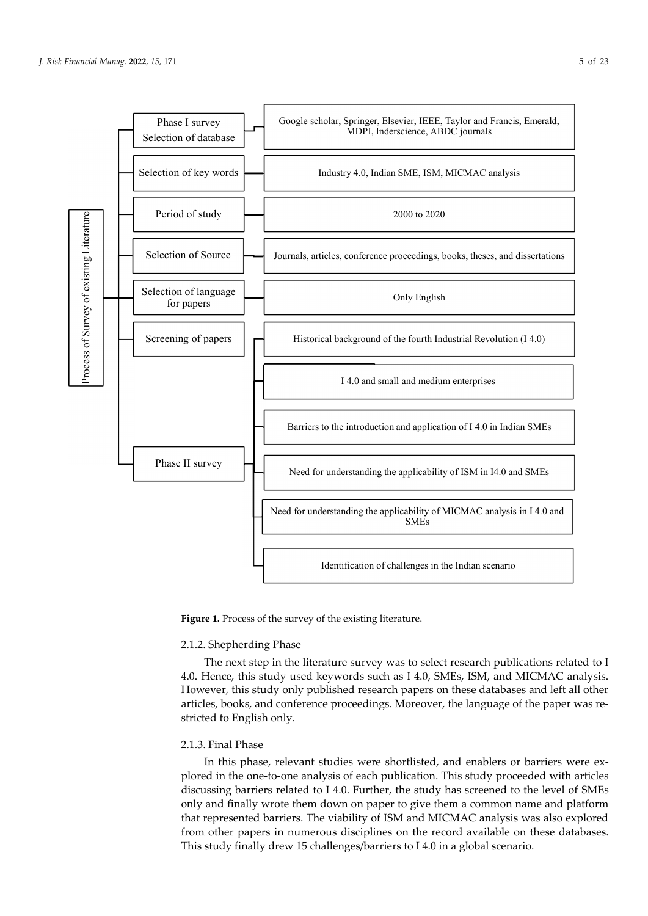- **Process of Survey of existing Literature**
  - Phase I survey Selection of database — Google scholar, Springer, Elsevier, IEEE, Taylor and Francis, Emerald, MDPI, Inderscience, ABDC journals
  - Selection of key words — Industry 4.0, Indian SME, ISM, MICMAC analysis
  - Period of study — 2000 to 2020
  - Selection of Source — Journals, articles, conference proceedings, books, theses, and dissertations
  - Selection of language for papers — Only English
  - Screening of papers
  - Phase II survey
    - Historical background of the fourth Industrial Revolution (I 4.0)
    - I 4.0 and small and medium enterprises
    - Barriers to the introduction and application of I 4.0 in Indian SMEs
    - Need for understanding the applicability of ISM in I4.0 and SMEs
    - Need for understanding the applicability of MICMAC analysis in I 4.0 and SMEs
    - Identification of challenges in the Indian scenario

**Figure 1.** Process of the survey of the existing literature.

#### 2.1.2. Shepherding Phase

The next step in the literature survey was to select research publications related to I 4.0. Hence, this study used keywords such as I 4.0, SMEs, ISM, and MICMAC analysis. However, this study only published research papers on these databases and left all other articles, books, and conference proceedings. Moreover, the language of the paper was restricted to English only.

#### 2.1.3. Final Phase

In this phase, relevant studies were shortlisted, and enablers or barriers were explored in the one-to-one analysis of each publication. This study proceeded with articles discussing barriers related to I 4.0. Further, the study has screened to the level of SMEs only and finally wrote them down on paper to give them a common name and platform that represented barriers. The viability of ISM and MICMAC analysis was also explored from other papers in numerous disciplines on the record available on these databases. This study finally drew 15 challenges/barriers to I 4.0 in a global scenario.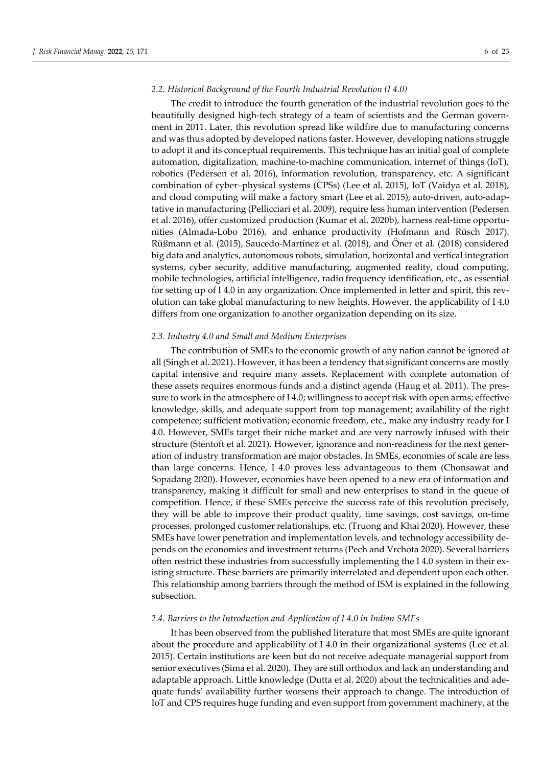### 2.2. Historical Background of the Fourth Industrial Revolution (I 4.0)

The credit to introduce the fourth generation of the industrial revolution goes to the beautifully designed high-tech strategy of a team of scientists and the German government in 2011. Later, this revolution spread like wildfire due to manufacturing concerns and was thus adopted by developed nations faster. However, developing nations struggle to adopt it and its conceptual requirements. This technique has an initial goal of complete automation, digitalization, machine-to-machine communication, internet of things (IoT), robotics (Pedersen et al. 2016), information revolution, transparency, etc. A significant combination of cyber–physical systems (CPSs) (Lee et al. 2015), IoT (Vaidya et al. 2018), and cloud computing will make a factory smart (Lee et al. 2015), auto-driven, auto-adaptative in manufacturing (Pellicciari et al. 2009), require less human intervention (Pedersen et al. 2016), offer customized production (Kumar et al. 2020b), harness real-time opportunities (Almada-Lobo 2016), and enhance productivity (Hofmann and Rüsch 2017). Rüßmann et al. (2015), Saucedo-Martínez et al. (2018), and Öner et al. (2018) considered big data and analytics, autonomous robots, simulation, horizontal and vertical integration systems, cyber security, additive manufacturing, augmented reality, cloud computing, mobile technologies, artificial intelligence, radio frequency identification, etc., as essential for setting up of I 4.0 in any organization. Once implemented in letter and spirit, this revolution can take global manufacturing to new heights. However, the applicability of I 4.0 differs from one organization to another organization depending on its size.

### 2.3. Industry 4.0 and Small and Medium Enterprises

The contribution of SMEs to the economic growth of any nation cannot be ignored at all (Singh et al. 2021). However, it has been a tendency that significant concerns are mostly capital intensive and require many assets. Replacement with complete automation of these assets requires enormous funds and a distinct agenda (Haug et al. 2011). The pressure to work in the atmosphere of I 4.0; willingness to accept risk with open arms; effective knowledge, skills, and adequate support from top management; availability of the right competence; sufficient motivation; economic freedom, etc., make any industry ready for I 4.0. However, SMEs target their niche market and are very narrowly infused with their structure (Stentoft et al. 2021). However, ignorance and non-readiness for the next generation of industry transformation are major obstacles. In SMEs, economies of scale are less than large concerns. Hence, I 4.0 proves less advantageous to them (Chonsawat and Sopadang 2020). However, economies have been opened to a new era of information and transparency, making it difficult for small and new enterprises to stand in the queue of competition. Hence, if these SMEs perceive the success rate of this revolution precisely, they will be able to improve their product quality, time savings, cost savings, on-time processes, prolonged customer relationships, etc. (Truong and Khai 2020). However, these SMEs have lower penetration and implementation levels, and technology accessibility depends on the economies and investment returns (Pech and Vrchota 2020). Several barriers often restrict these industries from successfully implementing the I 4.0 system in their existing structure. These barriers are primarily interrelated and dependent upon each other. This relationship among barriers through the method of ISM is explained in the following subsection.

### 2.4. Barriers to the Introduction and Application of I 4.0 in Indian SMEs

It has been observed from the published literature that most SMEs are quite ignorant about the procedure and applicability of I 4.0 in their organizational systems (Lee et al. 2015). Certain institutions are keen but do not receive adequate managerial support from senior executives (Sima et al. 2020). They are still orthodox and lack an understanding and adaptable approach. Little knowledge (Dutta et al. 2020) about the technicalities and adequate funds' availability further worsens their approach to change. The introduction of IoT and CPS requires huge funding and even support from government machinery, at the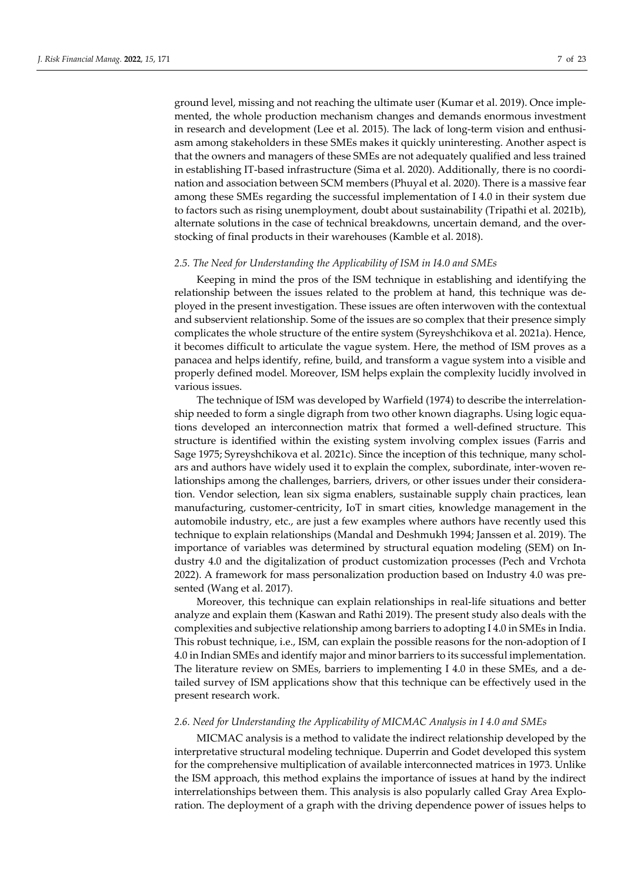ground level, missing and not reaching the ultimate user (Kumar et al. 2019). Once implemented, the whole production mechanism changes and demands enormous investment in research and development (Lee et al. 2015). The lack of long-term vision and enthusiasm among stakeholders in these SMEs makes it quickly uninteresting. Another aspect is that the owners and managers of these SMEs are not adequately qualified and less trained in establishing IT-based infrastructure (Sima et al. 2020). Additionally, there is no coordination and association between SCM members (Phuyal et al. 2020). There is a massive fear among these SMEs regarding the successful implementation of I 4.0 in their system due to factors such as rising unemployment, doubt about sustainability (Tripathi et al. 2021b), alternate solutions in the case of technical breakdowns, uncertain demand, and the overstocking of final products in their warehouses (Kamble et al. 2018).

### *2.5. The Need for Understanding the Applicability of ISM in I4.0 and SMEs*

Keeping in mind the pros of the ISM technique in establishing and identifying the relationship between the issues related to the problem at hand, this technique was deployed in the present investigation. These issues are often interwoven with the contextual and subservient relationship. Some of the issues are so complex that their presence simply complicates the whole structure of the entire system (Syreyshchikova et al. 2021a). Hence, it becomes difficult to articulate the vague system. Here, the method of ISM proves as a panacea and helps identify, refine, build, and transform a vague system into a visible and properly defined model. Moreover, ISM helps explain the complexity lucidly involved in various issues.

The technique of ISM was developed by Warfield (1974) to describe the interrelationship needed to form a single digraph from two other known diagraphs. Using logic equations developed an interconnection matrix that formed a well-defined structure. This structure is identified within the existing system involving complex issues (Farris and Sage 1975; Syreyshchikova et al. 2021c). Since the inception of this technique, many scholars and authors have widely used it to explain the complex, subordinate, inter-woven relationships among the challenges, barriers, drivers, or other issues under their consideration. Vendor selection, lean six sigma enablers, sustainable supply chain practices, lean manufacturing, customer-centricity, IoT in smart cities, knowledge management in the automobile industry, etc., are just a few examples where authors have recently used this technique to explain relationships (Mandal and Deshmukh 1994; Janssen et al. 2019). The importance of variables was determined by structural equation modeling (SEM) on Industry 4.0 and the digitalization of product customization processes (Pech and Vrchota 2022). A framework for mass personalization production based on Industry 4.0 was presented (Wang et al. 2017).

Moreover, this technique can explain relationships in real-life situations and better analyze and explain them (Kaswan and Rathi 2019). The present study also deals with the complexities and subjective relationship among barriers to adopting I 4.0 in SMEs in India. This robust technique, i.e., ISM, can explain the possible reasons for the non-adoption of I 4.0 in Indian SMEs and identify major and minor barriers to its successful implementation. The literature review on SMEs, barriers to implementing I 4.0 in these SMEs, and a detailed survey of ISM applications show that this technique can be effectively used in the present research work.

### *2.6. Need for Understanding the Applicability of MICMAC Analysis in I 4.0 and SMEs*

MICMAC analysis is a method to validate the indirect relationship developed by the interpretative structural modeling technique. Duperrin and Godet developed this system for the comprehensive multiplication of available interconnected matrices in 1973. Unlike the ISM approach, this method explains the importance of issues at hand by the indirect interrelationships between them. This analysis is also popularly called Gray Area Exploration. The deployment of a graph with the driving dependence power of issues helps to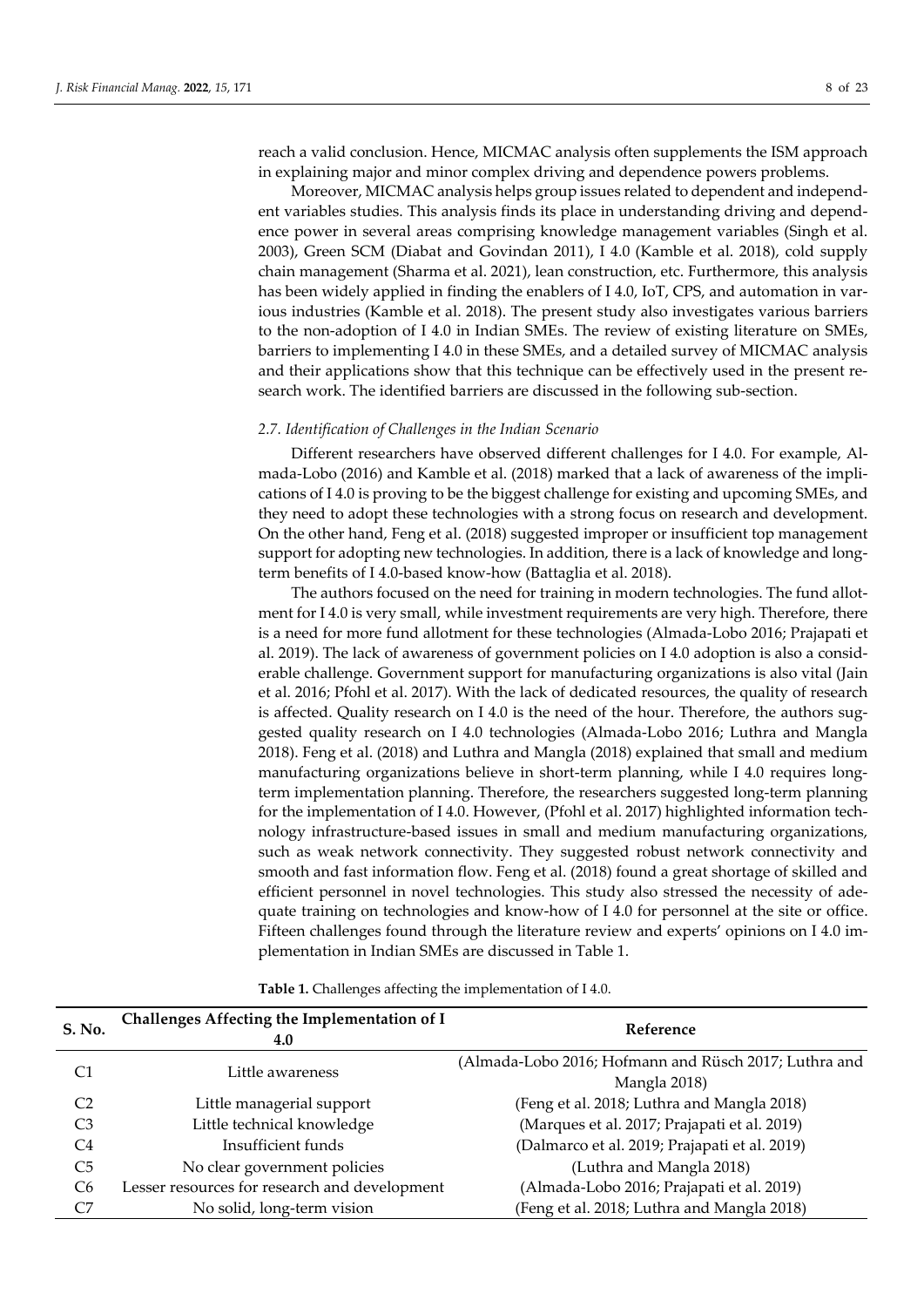reach a valid conclusion. Hence, MICMAC analysis often supplements the ISM approach in explaining major and minor complex driving and dependence powers problems.

Moreover, MICMAC analysis helps group issues related to dependent and independent variables studies. This analysis finds its place in understanding driving and dependence power in several areas comprising knowledge management variables (Singh et al. 2003), Green SCM (Diabat and Govindan 2011), I 4.0 (Kamble et al. 2018), cold supply chain management (Sharma et al. 2021), lean construction, etc. Furthermore, this analysis has been widely applied in finding the enablers of I 4.0, IoT, CPS, and automation in various industries (Kamble et al. 2018). The present study also investigates various barriers to the non-adoption of I 4.0 in Indian SMEs. The review of existing literature on SMEs, barriers to implementing I 4.0 in these SMEs, and a detailed survey of MICMAC analysis and their applications show that this technique can be effectively used in the present research work. The identified barriers are discussed in the following sub-section.

### *2.7. Identification of Challenges in the Indian Scenario*

Different researchers have observed different challenges for I 4.0. For example, Almada-Lobo (2016) and Kamble et al. (2018) marked that a lack of awareness of the implications of I 4.0 is proving to be the biggest challenge for existing and upcoming SMEs, and they need to adopt these technologies with a strong focus on research and development. On the other hand, Feng et al. (2018) suggested improper or insufficient top management support for adopting new technologies. In addition, there is a lack of knowledge and long-term benefits of I 4.0-based know-how (Battaglia et al. 2018).

The authors focused on the need for training in modern technologies. The fund allotment for I 4.0 is very small, while investment requirements are very high. Therefore, there is a need for more fund allotment for these technologies (Almada-Lobo 2016; Prajapati et al. 2019). The lack of awareness of government policies on I 4.0 adoption is also a considerable challenge. Government support for manufacturing organizations is also vital (Jain et al. 2016; Pfohl et al. 2017). With the lack of dedicated resources, the quality of research is affected. Quality research on I 4.0 is the need of the hour. Therefore, the authors suggested quality research on I 4.0 technologies (Almada-Lobo 2016; Luthra and Mangla 2018). Feng et al. (2018) and Luthra and Mangla (2018) explained that small and medium manufacturing organizations believe in short-term planning, while I 4.0 requires long-term implementation planning. Therefore, the researchers suggested long-term planning for the implementation of I 4.0. However, (Pfohl et al. 2017) highlighted information technology infrastructure-based issues in small and medium manufacturing organizations, such as weak network connectivity. They suggested robust network connectivity and smooth and fast information flow. Feng et al. (2018) found a great shortage of skilled and efficient personnel in novel technologies. This study also stressed the necessity of adequate training on technologies and know-how of I 4.0 for personnel at the site or office. Fifteen challenges found through the literature review and experts' opinions on I 4.0 implementation in Indian SMEs are discussed in Table 1.

**Table 1.** Challenges affecting the implementation of I 4.0.

| S. No. | Challenges Affecting the Implementation of I 4.0 | Reference |
|---|---|---|
| C1 | Little awareness | (Almada-Lobo 2016; Hofmann and Rüsch 2017; Luthra and Mangla 2018) |
| C2 | Little managerial support | (Feng et al. 2018; Luthra and Mangla 2018) |
| C3 | Little technical knowledge | (Marques et al. 2017; Prajapati et al. 2019) |
| C4 | Insufficient funds | (Dalmarco et al. 2019; Prajapati et al. 2019) |
| C5 | No clear government policies | (Luthra and Mangla 2018) |
| C6 | Lesser resources for research and development | (Almada-Lobo 2016; Prajapati et al. 2019) |
| C7 | No solid, long-term vision | (Feng et al. 2018; Luthra and Mangla 2018) |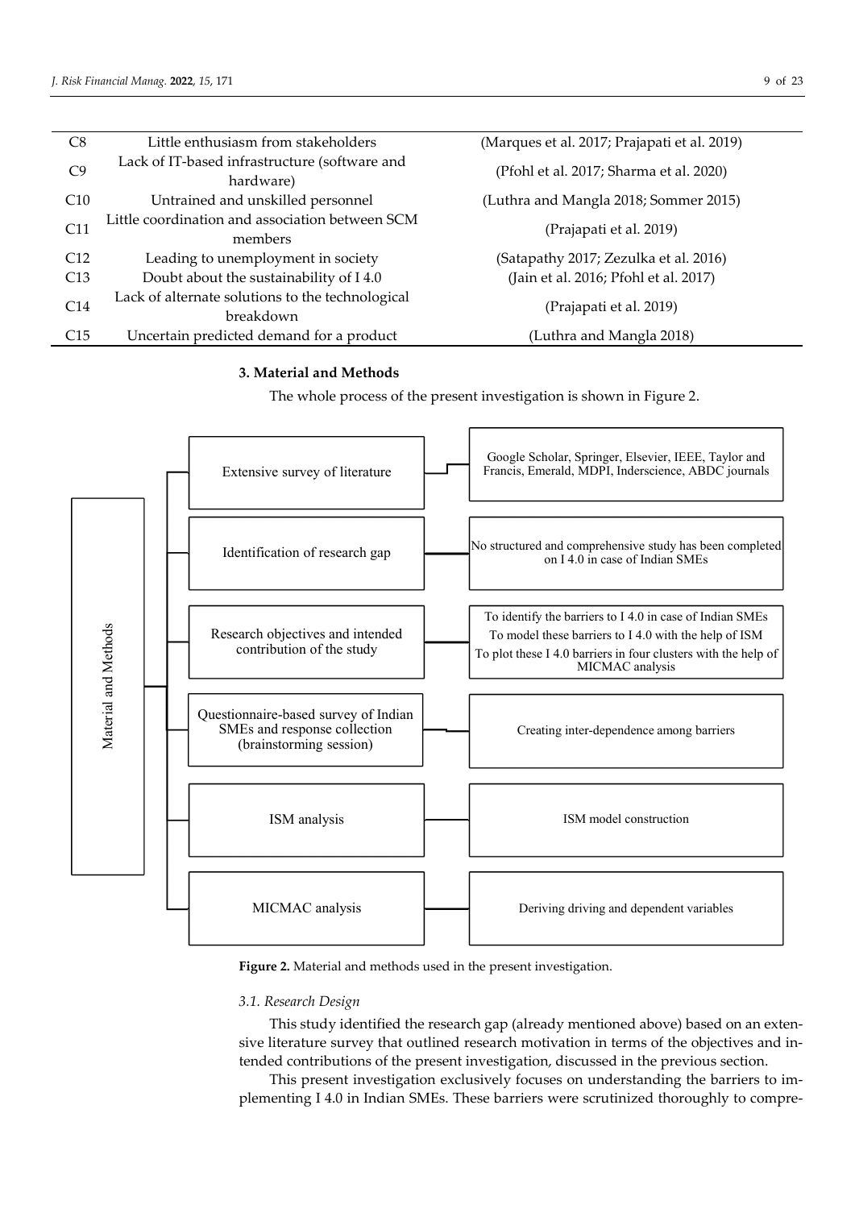| C8 | Little enthusiasm from stakeholders | (Marques et al. 2017; Prajapati et al. 2019) |
|---|---|---|
| C9 | Lack of IT-based infrastructure (software and hardware) | (Pfohl et al. 2017; Sharma et al. 2020) |
| C10 | Untrained and unskilled personnel | (Luthra and Mangla 2018; Sommer 2015) |
| C11 | Little coordination and association between SCM members | (Prajapati et al. 2019) |
| C12 | Leading to unemployment in society | (Satapathy 2017; Zezulka et al. 2016) |
| C13 | Doubt about the sustainability of I 4.0 | (Jain et al. 2016; Pfohl et al. 2017) |
| C14 | Lack of alternate solutions to the technological breakdown | (Prajapati et al. 2019) |
| C15 | Uncertain predicted demand for a product | (Luthra and Mangla 2018) |

## 3. Material and Methods

The whole process of the present investigation is shown in Figure 2.

Material and Methods

| Step | Details |
|---|---|
| Extensive survey of literature | Google Scholar, Springer, Elsevier, IEEE, Taylor and Francis, Emerald, MDPI, Inderscience, ABDC journals |
| Identification of research gap | No structured and comprehensive study has been completed on I 4.0 in case of Indian SMEs |
| Research objectives and intended contribution of the study | To identify the barriers to I 4.0 in case of Indian SMEs<br>To model these barriers to I 4.0 with the help of ISM<br>To plot these I 4.0 barriers in four clusters with the help of MICMAC analysis |
| Questionnaire-based survey of Indian SMEs and response collection (brainstorming session) | Creating inter-dependence among barriers |
| ISM analysis | ISM model construction |
| MICMAC analysis | Deriving driving and dependent variables |

**Figure 2.** Material and methods used in the present investigation.

### *3.1. Research Design*

This study identified the research gap (already mentioned above) based on an extensive literature survey that outlined research motivation in terms of the objectives and intended contributions of the present investigation, discussed in the previous section.

This present investigation exclusively focuses on understanding the barriers to implementing I 4.0 in Indian SMEs. These barriers were scrutinized thoroughly to compre-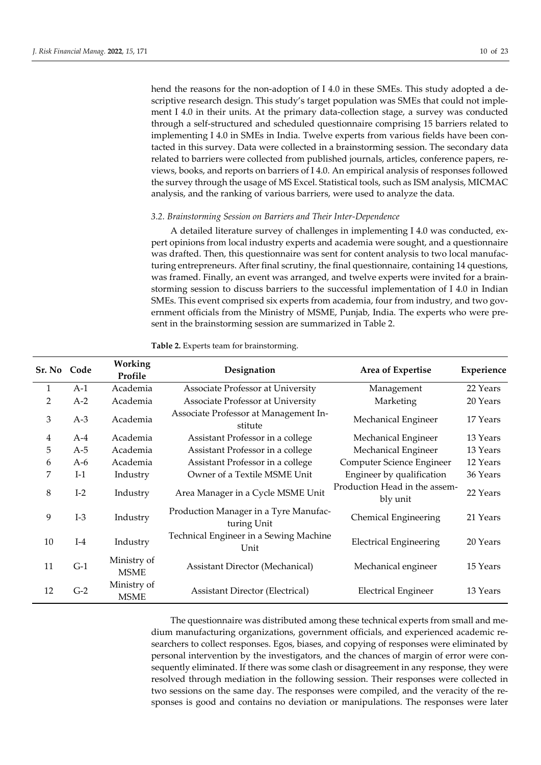hend the reasons for the non-adoption of I 4.0 in these SMEs. This study adopted a descriptive research design. This study's target population was SMEs that could not implement I 4.0 in their units. At the primary data-collection stage, a survey was conducted through a self-structured and scheduled questionnaire comprising 15 barriers related to implementing I 4.0 in SMEs in India. Twelve experts from various fields have been contacted in this survey. Data were collected in a brainstorming session. The secondary data related to barriers were collected from published journals, articles, conference papers, reviews, books, and reports on barriers of I 4.0. An empirical analysis of responses followed the survey through the usage of MS Excel. Statistical tools, such as ISM analysis, MICMAC analysis, and the ranking of various barriers, were used to analyze the data.

### *3.2. Brainstorming Session on Barriers and Their Inter-Dependence*

A detailed literature survey of challenges in implementing I 4.0 was conducted, expert opinions from local industry experts and academia were sought, and a questionnaire was drafted. Then, this questionnaire was sent for content analysis to two local manufacturing entrepreneurs. After final scrutiny, the final questionnaire, containing 14 questions, was framed. Finally, an event was arranged, and twelve experts were invited for a brainstorming session to discuss barriers to the successful implementation of I 4.0 in Indian SMEs. This event comprised six experts from academia, four from industry, and two government officials from the Ministry of MSME, Punjab, India. The experts who were present in the brainstorming session are summarized in Table 2.

**Table 2.** Experts team for brainstorming.

| Sr. No | Code | Working Profile | Designation | Area of Expertise | Experience |
|---|---|---|---|---|---|
| 1 | A-1 | Academia | Associate Professor at University | Management | 22 Years |
| 2 | A-2 | Academia | Associate Professor at University | Marketing | 20 Years |
| 3 | A-3 | Academia | Associate Professor at Management Institute | Mechanical Engineer | 17 Years |
| 4 | A-4 | Academia | Assistant Professor in a college | Mechanical Engineer | 13 Years |
| 5 | A-5 | Academia | Assistant Professor in a college | Mechanical Engineer | 13 Years |
| 6 | A-6 | Academia | Assistant Professor in a college | Computer Science Engineer | 12 Years |
| 7 | I-1 | Industry | Owner of a Textile MSME Unit | Engineer by qualification | 36 Years |
| 8 | I-2 | Industry | Area Manager in a Cycle MSME Unit | Production Head in the assembly unit | 22 Years |
| 9 | I-3 | Industry | Production Manager in a Tyre Manufacturing Unit | Chemical Engineering | 21 Years |
| 10 | I-4 | Industry | Technical Engineer in a Sewing Machine Unit | Electrical Engineering | 20 Years |
| 11 | G-1 | Ministry of MSME | Assistant Director (Mechanical) | Mechanical engineer | 15 Years |
| 12 | G-2 | Ministry of MSME | Assistant Director (Electrical) | Electrical Engineer | 13 Years |

The questionnaire was distributed among these technical experts from small and medium manufacturing organizations, government officials, and experienced academic researchers to collect responses. Egos, biases, and copying of responses were eliminated by personal intervention by the investigators, and the chances of margin of error were consequently eliminated. If there was some clash or disagreement in any response, they were resolved through mediation in the following session. Their responses were collected in two sessions on the same day. The responses were compiled, and the veracity of the responses is good and contains no deviation or manipulations. The responses were later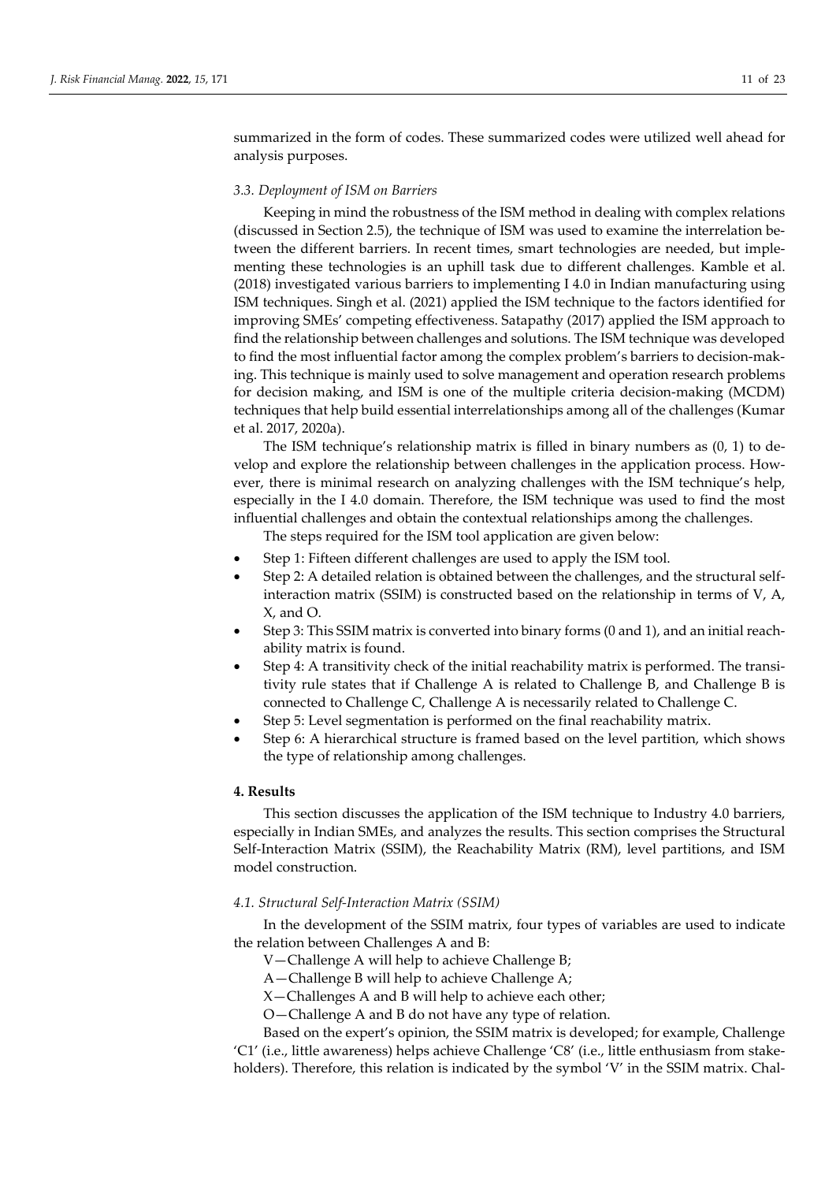summarized in the form of codes. These summarized codes were utilized well ahead for analysis purposes.

### *3.3. Deployment of ISM on Barriers*

Keeping in mind the robustness of the ISM method in dealing with complex relations (discussed in Section 2.5), the technique of ISM was used to examine the interrelation between the different barriers. In recent times, smart technologies are needed, but implementing these technologies is an uphill task due to different challenges. Kamble et al. (2018) investigated various barriers to implementing I 4.0 in Indian manufacturing using ISM techniques. Singh et al. (2021) applied the ISM technique to the factors identified for improving SMEs' competing effectiveness. Satapathy (2017) applied the ISM approach to find the relationship between challenges and solutions. The ISM technique was developed to find the most influential factor among the complex problem's barriers to decision-making. This technique is mainly used to solve management and operation research problems for decision making, and ISM is one of the multiple criteria decision-making (MCDM) techniques that help build essential interrelationships among all of the challenges (Kumar et al. 2017, 2020a).

The ISM technique's relationship matrix is filled in binary numbers as (0, 1) to develop and explore the relationship between challenges in the application process. However, there is minimal research on analyzing challenges with the ISM technique's help, especially in the I 4.0 domain. Therefore, the ISM technique was used to find the most influential challenges and obtain the contextual relationships among the challenges.

The steps required for the ISM tool application are given below:

- Step 1: Fifteen different challenges are used to apply the ISM tool.
- Step 2: A detailed relation is obtained between the challenges, and the structural self-interaction matrix (SSIM) is constructed based on the relationship in terms of V, A, X, and O.
- Step 3: This SSIM matrix is converted into binary forms (0 and 1), and an initial reachability matrix is found.
- Step 4: A transitivity check of the initial reachability matrix is performed. The transitivity rule states that if Challenge A is related to Challenge B, and Challenge B is connected to Challenge C, Challenge A is necessarily related to Challenge C.
- Step 5: Level segmentation is performed on the final reachability matrix.
- Step 6: A hierarchical structure is framed based on the level partition, which shows the type of relationship among challenges.

## 4. Results

This section discusses the application of the ISM technique to Industry 4.0 barriers, especially in Indian SMEs, and analyzes the results. This section comprises the Structural Self-Interaction Matrix (SSIM), the Reachability Matrix (RM), level partitions, and ISM model construction.

### *4.1. Structural Self-Interaction Matrix (SSIM)*

In the development of the SSIM matrix, four types of variables are used to indicate the relation between Challenges A and B:

V—Challenge A will help to achieve Challenge B;

A—Challenge B will help to achieve Challenge A;

X—Challenges A and B will help to achieve each other;

O—Challenge A and B do not have any type of relation.

Based on the expert's opinion, the SSIM matrix is developed; for example, Challenge 'C1' (i.e., little awareness) helps achieve Challenge 'C8' (i.e., little enthusiasm from stakeholders). Therefore, this relation is indicated by the symbol 'V' in the SSIM matrix. Chal-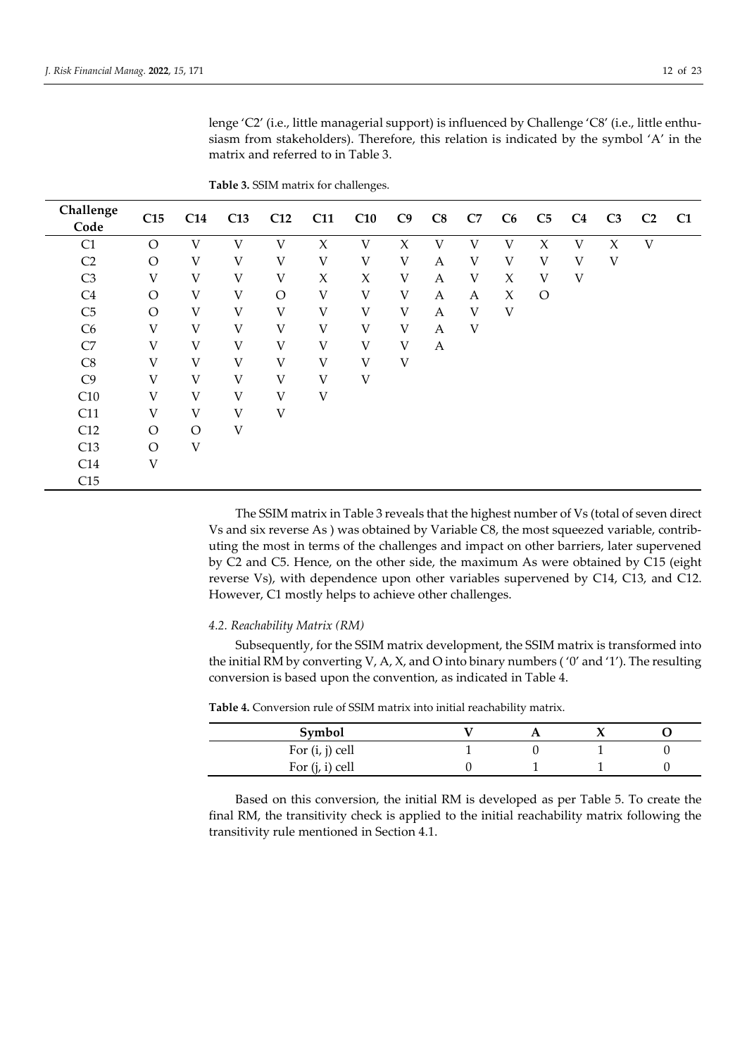lenge 'C2' (i.e., little managerial support) is influenced by Challenge 'C8' (i.e., little enthusiasm from stakeholders). Therefore, this relation is indicated by the symbol 'A' in the matrix and referred to in Table 3.

**Table 3.** SSIM matrix for challenges.

| Challenge Code | C15 | C14 | C13 | C12 | C11 | C10 | C9 | C8 | C7 | C6 | C5 | C4 | C3 | C2 | C1 |
|---|---|---|---|---|---|---|---|---|---|---|---|---|---|---|---|
| C1 | O | V | V | V | X | V | X | V | V | V | X | V | X | V | |
| C2 | O | V | V | V | V | V | V | A | V | V | V | V | V | | |
| C3 | V | V | V | V | X | X | V | A | V | X | V | V | | | |
| C4 | O | V | V | O | V | V | V | A | A | X | O | | | | |
| C5 | O | V | V | V | V | V | V | A | V | V | | | | | |
| C6 | V | V | V | V | V | V | V | A | V | | | | | | |
| C7 | V | V | V | V | V | V | V | A | | | | | | | |
| C8 | V | V | V | V | V | V | V | | | | | | | | |
| C9 | V | V | V | V | V | V | | | | | | | | | |
| C10 | V | V | V | V | V | | | | | | | | | | |
| C11 | V | V | V | V | | | | | | | | | | | |
| C12 | O | O | V | | | | | | | | | | | | |
| C13 | O | V | | | | | | | | | | | | | |
| C14 | V | | | | | | | | | | | | | | |
| C15 | | | | | | | | | | | | | | | |

The SSIM matrix in Table 3 reveals that the highest number of Vs (total of seven direct Vs and six reverse As ) was obtained by Variable C8, the most squeezed variable, contributing the most in terms of the challenges and impact on other barriers, later supervened by C2 and C5. Hence, on the other side, the maximum As were obtained by C15 (eight reverse Vs), with dependence upon other variables supervened by C14, C13, and C12. However, C1 mostly helps to achieve other challenges.

#### *4.2. Reachability Matrix (RM)*

Subsequently, for the SSIM matrix development, the SSIM matrix is transformed into the initial RM by converting V, A, X, and O into binary numbers ('0' and '1'). The resulting conversion is based upon the convention, as indicated in Table 4.

**Table 4.** Conversion rule of SSIM matrix into initial reachability matrix.

| Symbol | V | A | X | O |
|---|---|---|---|---|
| For (i, j) cell | 1 | 0 | 1 | 0 |
| For (j, i) cell | 0 | 1 | 1 | 0 |

Based on this conversion, the initial RM is developed as per Table 5. To create the final RM, the transitivity check is applied to the initial reachability matrix following the transitivity rule mentioned in Section 4.1.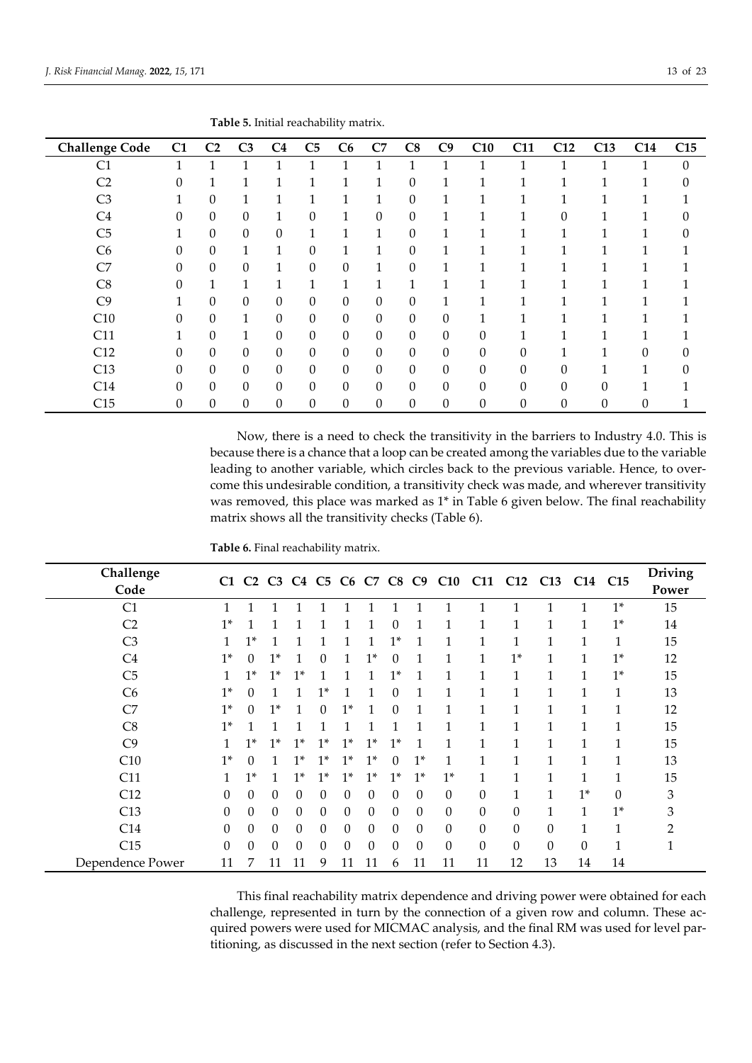**Table 5.** Initial reachability matrix.

| Challenge Code | C1 | C2 | C3 | C4 | C5 | C6 | C7 | C8 | C9 | C10 | C11 | C12 | C13 | C14 | C15 |
|---|---|---|---|---|---|---|---|---|---|---|---|---|---|---|---|
| C1 | 1 | 1 | 1 | 1 | 1 | 1 | 1 | 1 | 1 | 1 | 1 | 1 | 1 | 1 | 0 |
| C2 | 0 | 1 | 1 | 1 | 1 | 1 | 1 | 0 | 1 | 1 | 1 | 1 | 1 | 1 | 0 |
| C3 | 1 | 0 | 1 | 1 | 1 | 1 | 1 | 0 | 1 | 1 | 1 | 1 | 1 | 1 | 1 |
| C4 | 0 | 0 | 0 | 1 | 0 | 1 | 0 | 0 | 1 | 1 | 1 | 0 | 1 | 1 | 0 |
| C5 | 1 | 0 | 0 | 0 | 1 | 1 | 1 | 0 | 1 | 1 | 1 | 1 | 1 | 1 | 0 |
| C6 | 0 | 0 | 1 | 1 | 0 | 1 | 1 | 0 | 1 | 1 | 1 | 1 | 1 | 1 | 1 |
| C7 | 0 | 0 | 0 | 1 | 0 | 0 | 1 | 0 | 1 | 1 | 1 | 1 | 1 | 1 | 1 |
| C8 | 0 | 1 | 1 | 1 | 1 | 1 | 1 | 1 | 1 | 1 | 1 | 1 | 1 | 1 | 1 |
| C9 | 1 | 0 | 0 | 0 | 0 | 0 | 0 | 0 | 1 | 1 | 1 | 1 | 1 | 1 | 1 |
| C10 | 0 | 0 | 1 | 0 | 0 | 0 | 0 | 0 | 0 | 1 | 1 | 1 | 1 | 1 | 1 |
| C11 | 1 | 0 | 1 | 0 | 0 | 0 | 0 | 0 | 0 | 0 | 1 | 1 | 1 | 1 | 1 |
| C12 | 0 | 0 | 0 | 0 | 0 | 0 | 0 | 0 | 0 | 0 | 0 | 1 | 1 | 0 | 0 |
| C13 | 0 | 0 | 0 | 0 | 0 | 0 | 0 | 0 | 0 | 0 | 0 | 0 | 1 | 1 | 0 |
| C14 | 0 | 0 | 0 | 0 | 0 | 0 | 0 | 0 | 0 | 0 | 0 | 0 | 0 | 1 | 1 |
| C15 | 0 | 0 | 0 | 0 | 0 | 0 | 0 | 0 | 0 | 0 | 0 | 0 | 0 | 0 | 1 |

Now, there is a need to check the transitivity in the barriers to Industry 4.0. This is because there is a chance that a loop can be created among the variables due to the variable leading to another variable, which circles back to the previous variable. Hence, to overcome this undesirable condition, a transitivity check was made, and wherever transitivity was removed, this place was marked as 1* in Table 6 given below. The final reachability matrix shows all the transitivity checks (Table 6).

**Table 6.** Final reachability matrix.

| Challenge Code | C1 | C2 | C3 | C4 | C5 | C6 | C7 | C8 | C9 | C10 | C11 | C12 | C13 | C14 | C15 | Driving Power |
|---|---|---|---|---|---|---|---|---|---|---|---|---|---|---|---|---|
| C1 | 1 | 1 | 1 | 1 | 1 | 1 | 1 | 1 | 1 | 1 | 1 | 1 | 1 | 1 | 1* | 15 |
| C2 | 1* | 1 | 1 | 1 | 1 | 1 | 1 | 0 | 1 | 1 | 1 | 1 | 1 | 1 | 1* | 14 |
| C3 | 1 | 1* | 1 | 1 | 1 | 1 | 1 | 1* | 1 | 1 | 1 | 1 | 1 | 1 | 1 | 15 |
| C4 | 1* | 0 | 1* | 1 | 0 | 1 | 1* | 0 | 1 | 1 | 1 | 1* | 1 | 1 | 1* | 12 |
| C5 | 1 | 1* | 1* | 1* | 1 | 1 | 1 | 1* | 1 | 1 | 1 | 1 | 1 | 1 | 1* | 15 |
| C6 | 1* | 0 | 1 | 1 | 1* | 1 | 1 | 0 | 1 | 1 | 1 | 1 | 1 | 1 | 1 | 13 |
| C7 | 1* | 0 | 1* | 1 | 0 | 1* | 1 | 0 | 1 | 1 | 1 | 1 | 1 | 1 | 1 | 12 |
| C8 | 1* | 1 | 1 | 1 | 1 | 1 | 1 | 1 | 1 | 1 | 1 | 1 | 1 | 1 | 1 | 15 |
| C9 | 1 | 1* | 1* | 1* | 1* | 1* | 1* | 1* | 1 | 1 | 1 | 1 | 1 | 1 | 1 | 15 |
| C10 | 1* | 0 | 1 | 1* | 1* | 1* | 1* | 0 | 1* | 1 | 1 | 1 | 1 | 1 | 1 | 13 |
| C11 | 1 | 1* | 1 | 1* | 1* | 1* | 1* | 1* | 1* | 1* | 1 | 1 | 1 | 1 | 1 | 15 |
| C12 | 0 | 0 | 0 | 0 | 0 | 0 | 0 | 0 | 0 | 0 | 0 | 1 | 1 | 1* | 0 | 3 |
| C13 | 0 | 0 | 0 | 0 | 0 | 0 | 0 | 0 | 0 | 0 | 0 | 0 | 1 | 1 | 1* | 3 |
| C14 | 0 | 0 | 0 | 0 | 0 | 0 | 0 | 0 | 0 | 0 | 0 | 0 | 0 | 1 | 1 | 2 |
| C15 | 0 | 0 | 0 | 0 | 0 | 0 | 0 | 0 | 0 | 0 | 0 | 0 | 0 | 0 | 1 | 1 |
| Dependence Power | 11 | 7 | 11 | 11 | 9 | 11 | 11 | 6 | 11 | 11 | 11 | 12 | 13 | 14 | 14 | |

This final reachability matrix dependence and driving power were obtained for each challenge, represented in turn by the connection of a given row and column. These acquired powers were used for MICMAC analysis, and the final RM was used for level partitioning, as discussed in the next section (refer to Section 4.3).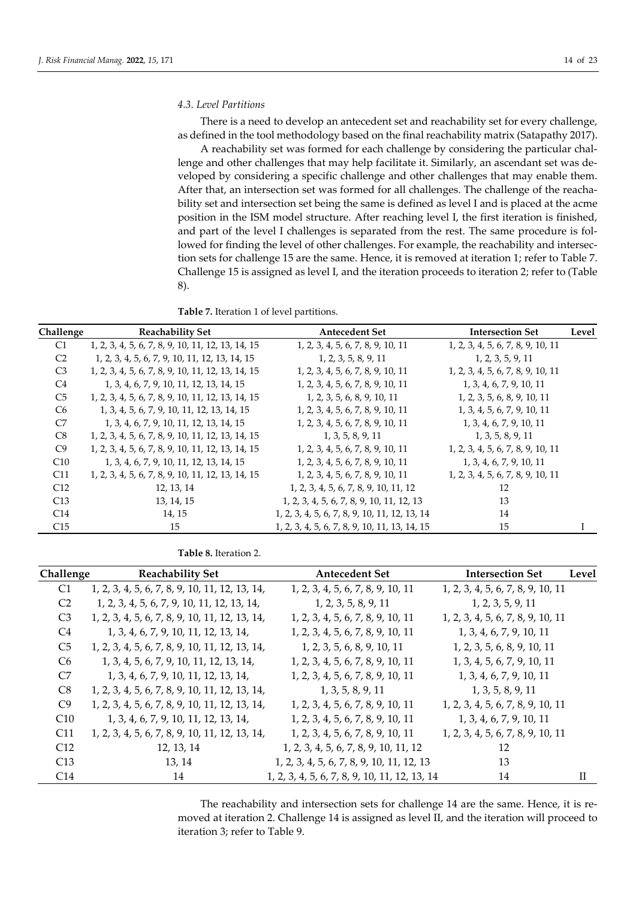### 4.3. Level Partitions

There is a need to develop an antecedent set and reachability set for every challenge, as defined in the tool methodology based on the final reachability matrix (Satapathy 2017).

A reachability set was formed for each challenge by considering the particular challenge and other challenges that may help facilitate it. Similarly, an ascendant set was developed by considering a specific challenge and other challenges that may enable them. After that, an intersection set was formed for all challenges. The challenge of the reachability set and intersection set being the same is defined as level I and is placed at the acme position in the ISM model structure. After reaching level I, the first iteration is finished, and part of the level I challenges is separated from the rest. The same procedure is followed for finding the level of other challenges. For example, the reachability and intersection sets for challenge 15 are the same. Hence, it is removed at iteration 1; refer to Table 7. Challenge 15 is assigned as level I, and the iteration proceeds to iteration 2; refer to (Table 8).

**Table 7.** Iteration 1 of level partitions.

| Challenge | Reachability Set | Antecedent Set | Intersection Set | Level |
|---|---|---|---|---|
| C1 | 1, 2, 3, 4, 5, 6, 7, 8, 9, 10, 11, 12, 13, 14, 15 | 1, 2, 3, 4, 5, 6, 7, 8, 9, 10, 11 | 1, 2, 3, 4, 5, 6, 7, 8, 9, 10, 11 | |
| C2 | 1, 2, 3, 4, 5, 6, 7, 9, 10, 11, 12, 13, 14, 15 | 1, 2, 3, 5, 8, 9, 11 | 1, 2, 3, 5, 9, 11 | |
| C3 | 1, 2, 3, 4, 5, 6, 7, 8, 9, 10, 11, 12, 13, 14, 15 | 1, 2, 3, 4, 5, 6, 7, 8, 9, 10, 11 | 1, 2, 3, 4, 5, 6, 7, 8, 9, 10, 11 | |
| C4 | 1, 3, 4, 6, 7, 9, 10, 11, 12, 13, 14, 15 | 1, 2, 3, 4, 5, 6, 7, 8, 9, 10, 11 | 1, 3, 4, 6, 7, 9, 10, 11 | |
| C5 | 1, 2, 3, 4, 5, 6, 7, 8, 9, 10, 11, 12, 13, 14, 15 | 1, 2, 3, 5, 6, 8, 9, 10, 11 | 1, 2, 3, 5, 6, 8, 9, 10, 11 | |
| C6 | 1, 3, 4, 5, 6, 7, 9, 10, 11, 12, 13, 14, 15 | 1, 2, 3, 4, 5, 6, 7, 8, 9, 10, 11 | 1, 3, 4, 5, 6, 7, 9, 10, 11 | |
| C7 | 1, 3, 4, 6, 7, 9, 10, 11, 12, 13, 14, 15 | 1, 2, 3, 4, 5, 6, 7, 8, 9, 10, 11 | 1, 3, 4, 6, 7, 9, 10, 11 | |
| C8 | 1, 2, 3, 4, 5, 6, 7, 8, 9, 10, 11, 12, 13, 14, 15 | 1, 3, 5, 8, 9, 11 | 1, 3, 5, 8, 9, 11 | |
| C9 | 1, 2, 3, 4, 5, 6, 7, 8, 9, 10, 11, 12, 13, 14, 15 | 1, 2, 3, 4, 5, 6, 7, 8, 9, 10, 11 | 1, 2, 3, 4, 5, 6, 7, 8, 9, 10, 11 | |
| C10 | 1, 3, 4, 6, 7, 9, 10, 11, 12, 13, 14, 15 | 1, 2, 3, 4, 5, 6, 7, 8, 9, 10, 11 | 1, 3, 4, 6, 7, 9, 10, 11 | |
| C11 | 1, 2, 3, 4, 5, 6, 7, 8, 9, 10, 11, 12, 13, 14, 15 | 1, 2, 3, 4, 5, 6, 7, 8, 9, 10, 11 | 1, 2, 3, 4, 5, 6, 7, 8, 9, 10, 11 | |
| C12 | 12, 13, 14 | 1, 2, 3, 4, 5, 6, 7, 8, 9, 10, 11, 12 | 12 | |
| C13 | 13, 14, 15 | 1, 2, 3, 4, 5, 6, 7, 8, 9, 10, 11, 12, 13 | 13 | |
| C14 | 14, 15 | 1, 2, 3, 4, 5, 6, 7, 8, 9, 10, 11, 12, 13, 14 | 14 | |
| C15 | 15 | 1, 2, 3, 4, 5, 6, 7, 8, 9, 10, 11, 13, 14, 15 | 15 | I |

**Table 8.** Iteration 2.

| Challenge | Reachability Set | Antecedent Set | Intersection Set | Level |
|---|---|---|---|---|
| C1 | 1, 2, 3, 4, 5, 6, 7, 8, 9, 10, 11, 12, 13, 14, | 1, 2, 3, 4, 5, 6, 7, 8, 9, 10, 11 | 1, 2, 3, 4, 5, 6, 7, 8, 9, 10, 11 | |
| C2 | 1, 2, 3, 4, 5, 6, 7, 9, 10, 11, 12, 13, 14, | 1, 2, 3, 5, 8, 9, 11 | 1, 2, 3, 5, 9, 11 | |
| C3 | 1, 2, 3, 4, 5, 6, 7, 8, 9, 10, 11, 12, 13, 14, | 1, 2, 3, 4, 5, 6, 7, 8, 9, 10, 11 | 1, 2, 3, 4, 5, 6, 7, 8, 9, 10, 11 | |
| C4 | 1, 3, 4, 6, 7, 9, 10, 11, 12, 13, 14, | 1, 2, 3, 4, 5, 6, 7, 8, 9, 10, 11 | 1, 3, 4, 6, 7, 9, 10, 11 | |
| C5 | 1, 2, 3, 4, 5, 6, 7, 8, 9, 10, 11, 12, 13, 14, | 1, 2, 3, 5, 6, 8, 9, 10, 11 | 1, 2, 3, 5, 6, 8, 9, 10, 11 | |
| C6 | 1, 3, 4, 5, 6, 7, 9, 10, 11, 12, 13, 14, | 1, 2, 3, 4, 5, 6, 7, 8, 9, 10, 11 | 1, 3, 4, 5, 6, 7, 9, 10, 11 | |
| C7 | 1, 3, 4, 6, 7, 9, 10, 11, 12, 13, 14, | 1, 2, 3, 4, 5, 6, 7, 8, 9, 10, 11 | 1, 3, 4, 6, 7, 9, 10, 11 | |
| C8 | 1, 2, 3, 4, 5, 6, 7, 8, 9, 10, 11, 12, 13, 14, | 1, 3, 5, 8, 9, 11 | 1, 3, 5, 8, 9, 11 | |
| C9 | 1, 2, 3, 4, 5, 6, 7, 8, 9, 10, 11, 12, 13, 14, | 1, 2, 3, 4, 5, 6, 7, 8, 9, 10, 11 | 1, 2, 3, 4, 5, 6, 7, 8, 9, 10, 11 | |
| C10 | 1, 3, 4, 6, 7, 9, 10, 11, 12, 13, 14, | 1, 2, 3, 4, 5, 6, 7, 8, 9, 10, 11 | 1, 3, 4, 6, 7, 9, 10, 11 | |
| C11 | 1, 2, 3, 4, 5, 6, 7, 8, 9, 10, 11, 12, 13, 14, | 1, 2, 3, 4, 5, 6, 7, 8, 9, 10, 11 | 1, 2, 3, 4, 5, 6, 7, 8, 9, 10, 11 | |
| C12 | 12, 13, 14 | 1, 2, 3, 4, 5, 6, 7, 8, 9, 10, 11, 12 | 12 | |
| C13 | 13, 14 | 1, 2, 3, 4, 5, 6, 7, 8, 9, 10, 11, 12, 13 | 13 | |
| C14 | 14 | 1, 2, 3, 4, 5, 6, 7, 8, 9, 10, 11, 12, 13, 14 | 14 | II |

The reachability and intersection sets for challenge 14 are the same. Hence, it is removed at iteration 2. Challenge 14 is assigned as level II, and the iteration will proceed to iteration 3; refer to Table 9.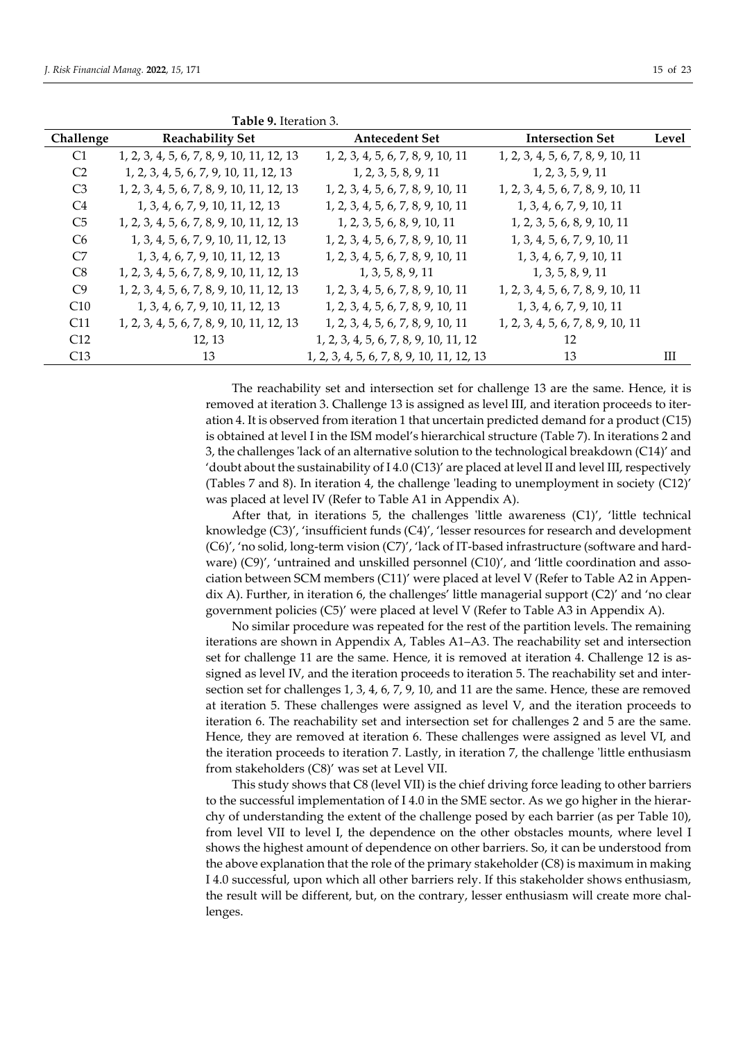**Table 9.** Iteration 3.

| Challenge | Reachability Set | Antecedent Set | Intersection Set | Level |
|---|---|---|---|---|
| C1 | 1, 2, 3, 4, 5, 6, 7, 8, 9, 10, 11, 12, 13 | 1, 2, 3, 4, 5, 6, 7, 8, 9, 10, 11 | 1, 2, 3, 4, 5, 6, 7, 8, 9, 10, 11 | |
| C2 | 1, 2, 3, 4, 5, 6, 7, 9, 10, 11, 12, 13 | 1, 2, 3, 5, 8, 9, 11 | 1, 2, 3, 5, 9, 11 | |
| C3 | 1, 2, 3, 4, 5, 6, 7, 8, 9, 10, 11, 12, 13 | 1, 2, 3, 4, 5, 6, 7, 8, 9, 10, 11 | 1, 2, 3, 4, 5, 6, 7, 8, 9, 10, 11 | |
| C4 | 1, 3, 4, 6, 7, 9, 10, 11, 12, 13 | 1, 2, 3, 4, 5, 6, 7, 8, 9, 10, 11 | 1, 3, 4, 6, 7, 9, 10, 11 | |
| C5 | 1, 2, 3, 4, 5, 6, 7, 8, 9, 10, 11, 12, 13 | 1, 2, 3, 5, 6, 8, 9, 10, 11 | 1, 2, 3, 5, 6, 8, 9, 10, 11 | |
| C6 | 1, 3, 4, 5, 6, 7, 9, 10, 11, 12, 13 | 1, 2, 3, 4, 5, 6, 7, 8, 9, 10, 11 | 1, 3, 4, 5, 6, 7, 9, 10, 11 | |
| C7 | 1, 3, 4, 6, 7, 9, 10, 11, 12, 13 | 1, 2, 3, 4, 5, 6, 7, 8, 9, 10, 11 | 1, 3, 4, 6, 7, 9, 10, 11 | |
| C8 | 1, 2, 3, 4, 5, 6, 7, 8, 9, 10, 11, 12, 13 | 1, 3, 5, 8, 9, 11 | 1, 3, 5, 8, 9, 11 | |
| C9 | 1, 2, 3, 4, 5, 6, 7, 8, 9, 10, 11, 12, 13 | 1, 2, 3, 4, 5, 6, 7, 8, 9, 10, 11 | 1, 2, 3, 4, 5, 6, 7, 8, 9, 10, 11 | |
| C10 | 1, 3, 4, 6, 7, 9, 10, 11, 12, 13 | 1, 2, 3, 4, 5, 6, 7, 8, 9, 10, 11 | 1, 3, 4, 6, 7, 9, 10, 11 | |
| C11 | 1, 2, 3, 4, 5, 6, 7, 8, 9, 10, 11, 12, 13 | 1, 2, 3, 4, 5, 6, 7, 8, 9, 10, 11 | 1, 2, 3, 4, 5, 6, 7, 8, 9, 10, 11 | |
| C12 | 12, 13 | 1, 2, 3, 4, 5, 6, 7, 8, 9, 10, 11, 12 | 12 | |
| C13 | 13 | 1, 2, 3, 4, 5, 6, 7, 8, 9, 10, 11, 12, 13 | 13 | III |

The reachability set and intersection set for challenge 13 are the same. Hence, it is removed at iteration 3. Challenge 13 is assigned as level III, and iteration proceeds to iteration 4. It is observed from iteration 1 that uncertain predicted demand for a product (C15) is obtained at level I in the ISM model's hierarchical structure (Table 7). In iterations 2 and 3, the challenges 'lack of an alternative solution to the technological breakdown (C14)' and 'doubt about the sustainability of I 4.0 (C13)' are placed at level II and level III, respectively (Tables 7 and 8). In iteration 4, the challenge 'leading to unemployment in society (C12)' was placed at level IV (Refer to Table A1 in Appendix A).

After that, in iterations 5, the challenges 'little awareness (C1)', 'little technical knowledge (C3)', 'insufficient funds (C4)', 'lesser resources for research and development (C6)', 'no solid, long-term vision (C7)', 'lack of IT-based infrastructure (software and hardware) (C9)', 'untrained and unskilled personnel (C10)', and 'little coordination and association between SCM members (C11)' were placed at level V (Refer to Table A2 in Appendix A). Further, in iteration 6, the challenges' little managerial support (C2)' and 'no clear government policies (C5)' were placed at level V (Refer to Table A3 in Appendix A).

No similar procedure was repeated for the rest of the partition levels. The remaining iterations are shown in Appendix A, Tables A1–A3. The reachability set and intersection set for challenge 11 are the same. Hence, it is removed at iteration 4. Challenge 12 is assigned as level IV, and the iteration proceeds to iteration 5. The reachability set and intersection set for challenges 1, 3, 4, 6, 7, 9, 10, and 11 are the same. Hence, these are removed at iteration 5. These challenges were assigned as level V, and the iteration proceeds to iteration 6. The reachability set and intersection set for challenges 2 and 5 are the same. Hence, they are removed at iteration 6. These challenges were assigned as level VI, and the iteration proceeds to iteration 7. Lastly, in iteration 7, the challenge 'little enthusiasm from stakeholders (C8)' was set at Level VII.

This study shows that C8 (level VII) is the chief driving force leading to other barriers to the successful implementation of I 4.0 in the SME sector. As we go higher in the hierarchy of understanding the extent of the challenge posed by each barrier (as per Table 10), from level VII to level I, the dependence on the other obstacles mounts, where level I shows the highest amount of dependence on other barriers. So, it can be understood from the above explanation that the role of the primary stakeholder (C8) is maximum in making I 4.0 successful, upon which all other barriers rely. If this stakeholder shows enthusiasm, the result will be different, but, on the contrary, lesser enthusiasm will create more challenges.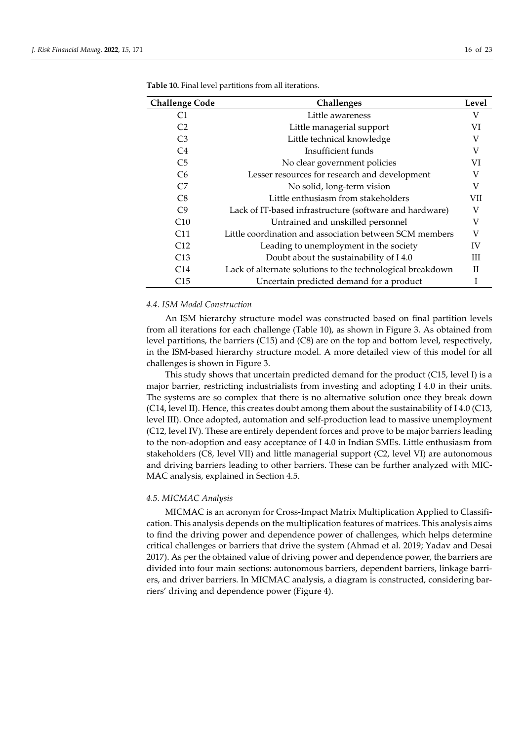**Table 10.** Final level partitions from all iterations.

| Challenge Code | Challenges | Level |
|---|---|---|
| C1 | Little awareness | V |
| C2 | Little managerial support | VI |
| C3 | Little technical knowledge | V |
| C4 | Insufficient funds | V |
| C5 | No clear government policies | VI |
| C6 | Lesser resources for research and development | V |
| C7 | No solid, long-term vision | V |
| C8 | Little enthusiasm from stakeholders | VII |
| C9 | Lack of IT-based infrastructure (software and hardware) | V |
| C10 | Untrained and unskilled personnel | V |
| C11 | Little coordination and association between SCM members | V |
| C12 | Leading to unemployment in the society | IV |
| C13 | Doubt about the sustainability of I 4.0 | III |
| C14 | Lack of alternate solutions to the technological breakdown | II |
| C15 | Uncertain predicted demand for a product | I |

### *4.4. ISM Model Construction*

An ISM hierarchy structure model was constructed based on final partition levels from all iterations for each challenge (Table 10), as shown in Figure 3. As obtained from level partitions, the barriers (C15) and (C8) are on the top and bottom level, respectively, in the ISM-based hierarchy structure model. A more detailed view of this model for all challenges is shown in Figure 3.

This study shows that uncertain predicted demand for the product (C15, level I) is a major barrier, restricting industrialists from investing and adopting I 4.0 in their units. The systems are so complex that there is no alternative solution once they break down (C14, level II). Hence, this creates doubt among them about the sustainability of I 4.0 (C13, level III). Once adopted, automation and self-production lead to massive unemployment (C12, level IV). These are entirely dependent forces and prove to be major barriers leading to the non-adoption and easy acceptance of I 4.0 in Indian SMEs. Little enthusiasm from stakeholders (C8, level VII) and little managerial support (C2, level VI) are autonomous and driving barriers leading to other barriers. These can be further analyzed with MICMAC analysis, explained in Section 4.5.

### *4.5. MICMAC Analysis*

MICMAC is an acronym for Cross-Impact Matrix Multiplication Applied to Classification. This analysis depends on the multiplication features of matrices. This analysis aims to find the driving power and dependence power of challenges, which helps determine critical challenges or barriers that drive the system (Ahmad et al. 2019; Yadav and Desai 2017). As per the obtained value of driving power and dependence power, the barriers are divided into four main sections: autonomous barriers, dependent barriers, linkage barriers, and driver barriers. In MICMAC analysis, a diagram is constructed, considering barriers' driving and dependence power (Figure 4).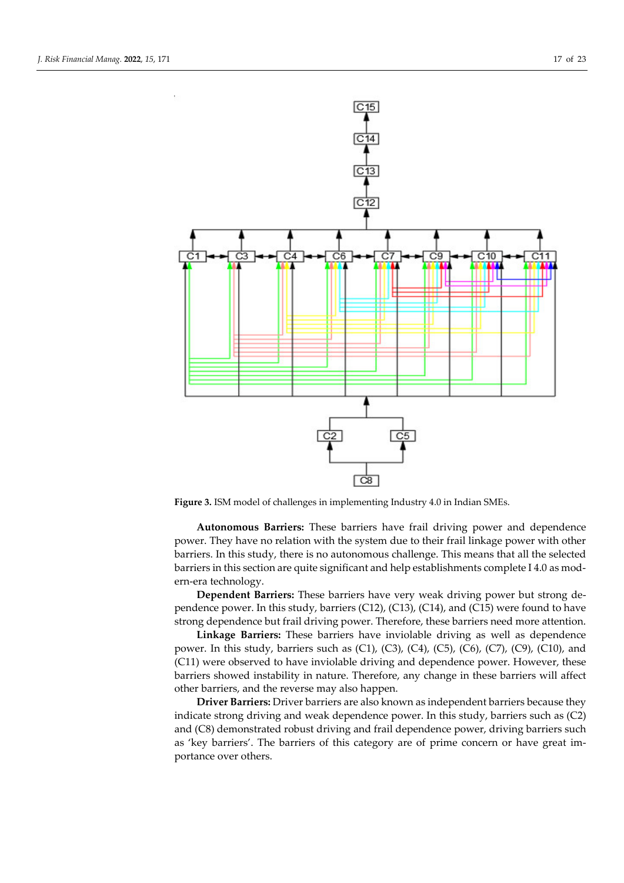Figure 3. ISM model of challenges in implementing Industry 4.0 in Indian SMEs.

**Autonomous Barriers:** These barriers have frail driving power and dependence power. They have no relation with the system due to their frail linkage power with other barriers. In this study, there is no autonomous challenge. This means that all the selected barriers in this section are quite significant and help establishments complete I 4.0 as modern-era technology.

**Dependent Barriers:** These barriers have very weak driving power but strong dependence power. In this study, barriers (C12), (C13), (C14), and (C15) were found to have strong dependence but frail driving power. Therefore, these barriers need more attention.

**Linkage Barriers:** These barriers have inviolable driving as well as dependence power. In this study, barriers such as (C1), (C3), (C4), (C5), (C6), (C7), (C9), (C10), and (C11) were observed to have inviolable driving and dependence power. However, these barriers showed instability in nature. Therefore, any change in these barriers will affect other barriers, and the reverse may also happen.

**Driver Barriers:** Driver barriers are also known as independent barriers because they indicate strong driving and weak dependence power. In this study, barriers such as (C2) and (C8) demonstrated robust driving and frail dependence power, driving barriers such as 'key barriers'. The barriers of this category are of prime concern or have great importance over others.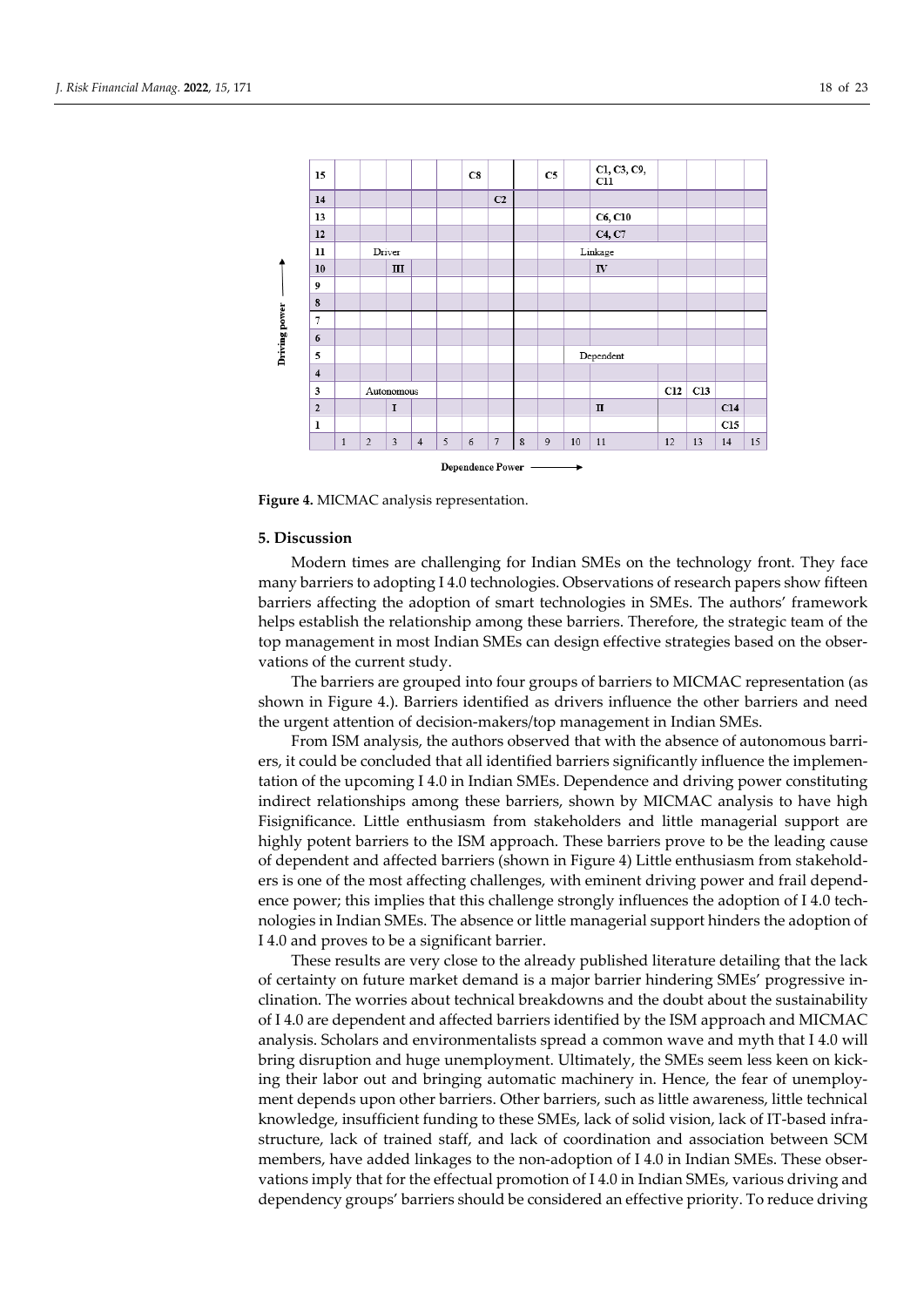| Driving power | | | | | | | | | | | | | | | |
|---|---|---|---|---|---|---|---|---|---|---|---|---|---|---|---|
| 15 | | | | | | C8 | | | C5 | | C1, C3, C9, C11 | | | | |
| 14 | | | | | | | C2 | | | | | | | | |
| 13 | | | | | | | | | | | C6, C10 | | | | |
| 12 | | | | | | | | | | | C4, C7 | | | | |
| 11 | | | Driver | | | | | | | | Linkage | | | | |
| 10 | | | III | | | | | | | | IV | | | | |
| 9 | | | | | | | | | | | | | | | |
| 8 | | | | | | | | | | | | | | | |
| 7 | | | | | | | | | | | | | | | |
| 6 | | | | | | | | | | | | | | | |
| 5 | | | | | | | | | | | Dependent | | | | |
| 4 | | | | | | | | | | | | | | | |
| 3 | | | Autonomous | | | | | | | | | C12 | C13 | | |
| 2 | | | I | | | | | | | | II | | | C14 | |
| 1 | | | | | | | | | | | | | | C15 | |
| | 1 | 2 | 3 | 4 | 5 | 6 | 7 | 8 | 9 | 10 | 11 | 12 | 13 | 14 | 15 |

Dependence Power

**Figure 4.** MICMAC analysis representation.

## 5. Discussion

Modern times are challenging for Indian SMEs on the technology front. They face many barriers to adopting I 4.0 technologies. Observations of research papers show fifteen barriers affecting the adoption of smart technologies in SMEs. The authors' framework helps establish the relationship among these barriers. Therefore, the strategic team of the top management in most Indian SMEs can design effective strategies based on the observations of the current study.

The barriers are grouped into four groups of barriers to MICMAC representation (as shown in Figure 4.). Barriers identified as drivers influence the other barriers and need the urgent attention of decision-makers/top management in Indian SMEs.

From ISM analysis, the authors observed that with the absence of autonomous barriers, it could be concluded that all identified barriers significantly influence the implementation of the upcoming I 4.0 in Indian SMEs. Dependence and driving power constituting indirect relationships among these barriers, shown by MICMAC analysis to have high Fisignificance. Little enthusiasm from stakeholders and little managerial support are highly potent barriers to the ISM approach. These barriers prove to be the leading cause of dependent and affected barriers (shown in Figure 4) Little enthusiasm from stakeholders is one of the most affecting challenges, with eminent driving power and frail dependence power; this implies that this challenge strongly influences the adoption of I 4.0 technologies in Indian SMEs. The absence or little managerial support hinders the adoption of I 4.0 and proves to be a significant barrier.

These results are very close to the already published literature detailing that the lack of certainty on future market demand is a major barrier hindering SMEs' progressive inclination. The worries about technical breakdowns and the doubt about the sustainability of I 4.0 are dependent and affected barriers identified by the ISM approach and MICMAC analysis. Scholars and environmentalists spread a common wave and myth that I 4.0 will bring disruption and huge unemployment. Ultimately, the SMEs seem less keen on kicking their labor out and bringing automatic machinery in. Hence, the fear of unemployment depends upon other barriers. Other barriers, such as little awareness, little technical knowledge, insufficient funding to these SMEs, lack of solid vision, lack of IT-based infrastructure, lack of trained staff, and lack of coordination and association between SCM members, have added linkages to the non-adoption of I 4.0 in Indian SMEs. These observations imply that for the effectual promotion of I 4.0 in Indian SMEs, various driving and dependency groups' barriers should be considered an effective priority. To reduce driving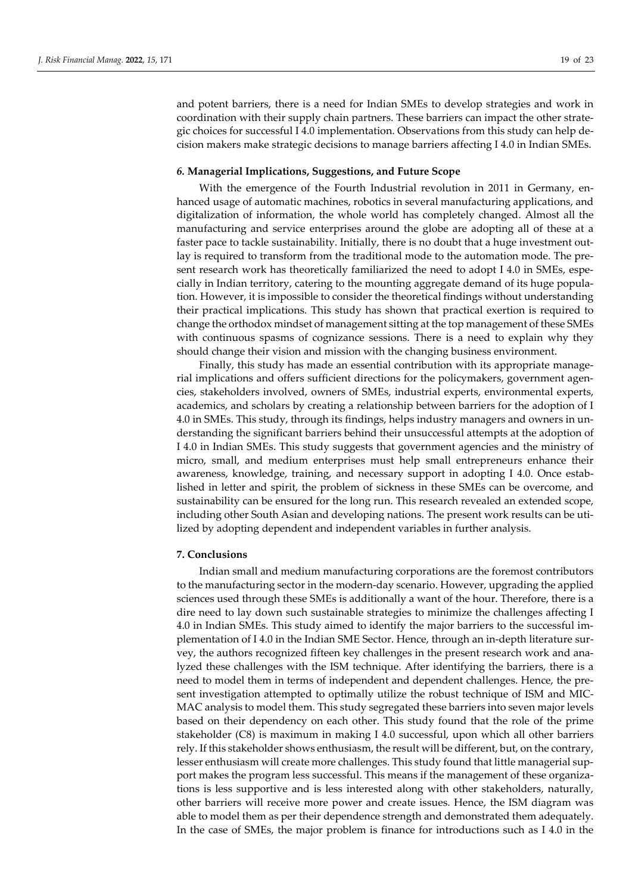and potent barriers, there is a need for Indian SMEs to develop strategies and work in coordination with their supply chain partners. These barriers can impact the other strategic choices for successful I 4.0 implementation. Observations from this study can help decision makers make strategic decisions to manage barriers affecting I 4.0 in Indian SMEs.

## 6. Managerial Implications, Suggestions, and Future Scope

With the emergence of the Fourth Industrial revolution in 2011 in Germany, enhanced usage of automatic machines, robotics in several manufacturing applications, and digitalization of information, the whole world has completely changed. Almost all the manufacturing and service enterprises around the globe are adopting all of these at a faster pace to tackle sustainability. Initially, there is no doubt that a huge investment outlay is required to transform from the traditional mode to the automation mode. The present research work has theoretically familiarized the need to adopt I 4.0 in SMEs, especially in Indian territory, catering to the mounting aggregate demand of its huge population. However, it is impossible to consider the theoretical findings without understanding their practical implications. This study has shown that practical exertion is required to change the orthodox mindset of management sitting at the top management of these SMEs with continuous spasms of cognizance sessions. There is a need to explain why they should change their vision and mission with the changing business environment.

Finally, this study has made an essential contribution with its appropriate managerial implications and offers sufficient directions for the policymakers, government agencies, stakeholders involved, owners of SMEs, industrial experts, environmental experts, academics, and scholars by creating a relationship between barriers for the adoption of I 4.0 in SMEs. This study, through its findings, helps industry managers and owners in understanding the significant barriers behind their unsuccessful attempts at the adoption of I 4.0 in Indian SMEs. This study suggests that government agencies and the ministry of micro, small, and medium enterprises must help small entrepreneurs enhance their awareness, knowledge, training, and necessary support in adopting I 4.0. Once established in letter and spirit, the problem of sickness in these SMEs can be overcome, and sustainability can be ensured for the long run. This research revealed an extended scope, including other South Asian and developing nations. The present work results can be utilized by adopting dependent and independent variables in further analysis.

## 7. Conclusions

Indian small and medium manufacturing corporations are the foremost contributors to the manufacturing sector in the modern-day scenario. However, upgrading the applied sciences used through these SMEs is additionally a want of the hour. Therefore, there is a dire need to lay down such sustainable strategies to minimize the challenges affecting I 4.0 in Indian SMEs. This study aimed to identify the major barriers to the successful implementation of I 4.0 in the Indian SME Sector. Hence, through an in-depth literature survey, the authors recognized fifteen key challenges in the present research work and analyzed these challenges with the ISM technique. After identifying the barriers, there is a need to model them in terms of independent and dependent challenges. Hence, the present investigation attempted to optimally utilize the robust technique of ISM and MICMAC analysis to model them. This study segregated these barriers into seven major levels based on their dependency on each other. This study found that the role of the prime stakeholder (C8) is maximum in making I 4.0 successful, upon which all other barriers rely. If this stakeholder shows enthusiasm, the result will be different, but, on the contrary, lesser enthusiasm will create more challenges. This study found that little managerial support makes the program less successful. This means if the management of these organizations is less supportive and is less interested along with other stakeholders, naturally, other barriers will receive more power and create issues. Hence, the ISM diagram was able to model them as per their dependence strength and demonstrated them adequately. In the case of SMEs, the major problem is finance for introductions such as I 4.0 in the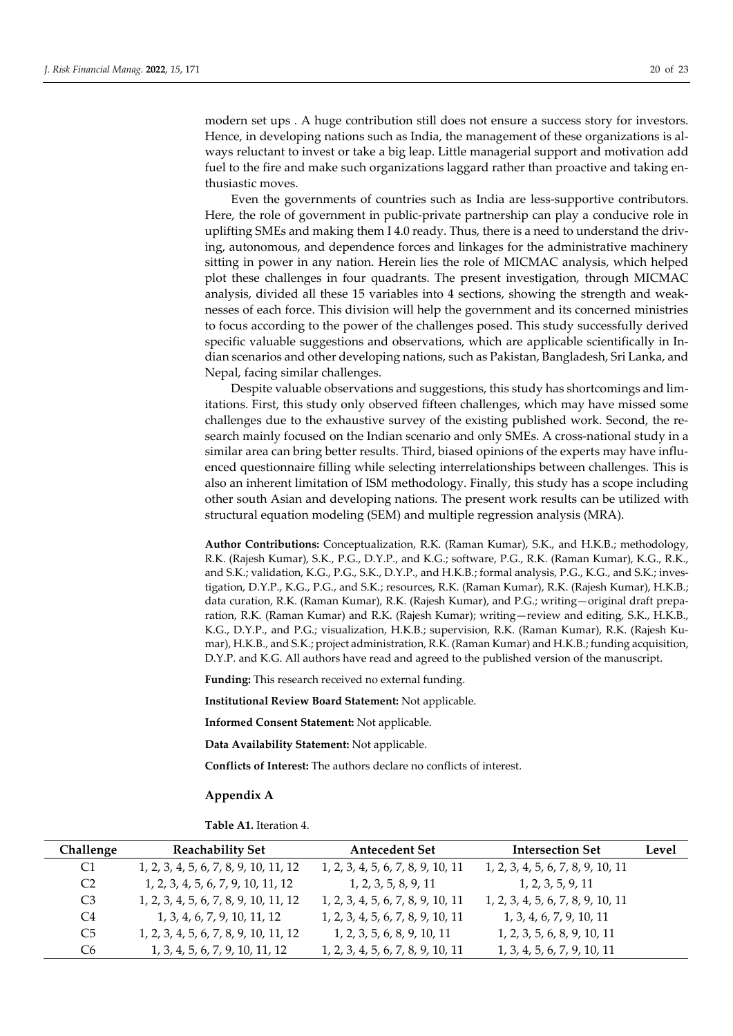modern set ups . A huge contribution still does not ensure a success story for investors. Hence, in developing nations such as India, the management of these organizations is always reluctant to invest or take a big leap. Little managerial support and motivation add fuel to the fire and make such organizations laggard rather than proactive and taking enthusiastic moves.

Even the governments of countries such as India are less-supportive contributors. Here, the role of government in public-private partnership can play a conducive role in uplifting SMEs and making them I 4.0 ready. Thus, there is a need to understand the driving, autonomous, and dependence forces and linkages for the administrative machinery sitting in power in any nation. Herein lies the role of MICMAC analysis, which helped plot these challenges in four quadrants. The present investigation, through MICMAC analysis, divided all these 15 variables into 4 sections, showing the strength and weaknesses of each force. This division will help the government and its concerned ministries to focus according to the power of the challenges posed. This study successfully derived specific valuable suggestions and observations, which are applicable scientifically in Indian scenarios and other developing nations, such as Pakistan, Bangladesh, Sri Lanka, and Nepal, facing similar challenges.

Despite valuable observations and suggestions, this study has shortcomings and limitations. First, this study only observed fifteen challenges, which may have missed some challenges due to the exhaustive survey of the existing published work. Second, the research mainly focused on the Indian scenario and only SMEs. A cross-national study in a similar area can bring better results. Third, biased opinions of the experts may have influenced questionnaire filling while selecting interrelationships between challenges. This is also an inherent limitation of ISM methodology. Finally, this study has a scope including other south Asian and developing nations. The present work results can be utilized with structural equation modeling (SEM) and multiple regression analysis (MRA).

**Author Contributions:** Conceptualization, R.K. (Raman Kumar), S.K., and H.K.B.; methodology, R.K. (Rajesh Kumar), S.K., P.G., D.Y.P., and K.G.; software, P.G., R.K. (Raman Kumar), K.G., R.K., and S.K.; validation, K.G., P.G., S.K., D.Y.P., and H.K.B.; formal analysis, P.G., K.G., and S.K.; investigation, D.Y.P., K.G., P.G., and S.K.; resources, R.K. (Raman Kumar), R.K. (Rajesh Kumar), H.K.B.; data curation, R.K. (Raman Kumar), R.K. (Rajesh Kumar), and P.G.; writing—original draft preparation, R.K. (Raman Kumar) and R.K. (Rajesh Kumar); writing—review and editing, S.K., H.K.B., K.G., D.Y.P., and P.G.; visualization, H.K.B.; supervision, R.K. (Raman Kumar), R.K. (Rajesh Kumar), H.K.B., and S.K.; project administration, R.K. (Raman Kumar) and H.K.B.; funding acquisition, D.Y.P. and K.G. All authors have read and agreed to the published version of the manuscript.

**Funding:** This research received no external funding.

**Institutional Review Board Statement:** Not applicable.

**Informed Consent Statement:** Not applicable.

**Data Availability Statement:** Not applicable.

**Conflicts of Interest:** The authors declare no conflicts of interest.

## Appendix A

**Table A1.** Iteration 4.

| Challenge | Reachability Set | Antecedent Set | Intersection Set | Level |
|---|---|---|---|---|
| C1 | 1, 2, 3, 4, 5, 6, 7, 8, 9, 10, 11, 12 | 1, 2, 3, 4, 5, 6, 7, 8, 9, 10, 11 | 1, 2, 3, 4, 5, 6, 7, 8, 9, 10, 11 | |
| C2 | 1, 2, 3, 4, 5, 6, 7, 9, 10, 11, 12 | 1, 2, 3, 5, 8, 9, 11 | 1, 2, 3, 5, 9, 11 | |
| C3 | 1, 2, 3, 4, 5, 6, 7, 8, 9, 10, 11, 12 | 1, 2, 3, 4, 5, 6, 7, 8, 9, 10, 11 | 1, 2, 3, 4, 5, 6, 7, 8, 9, 10, 11 | |
| C4 | 1, 3, 4, 6, 7, 9, 10, 11, 12 | 1, 2, 3, 4, 5, 6, 7, 8, 9, 10, 11 | 1, 3, 4, 6, 7, 9, 10, 11 | |
| C5 | 1, 2, 3, 4, 5, 6, 7, 8, 9, 10, 11, 12 | 1, 2, 3, 5, 6, 8, 9, 10, 11 | 1, 2, 3, 5, 6, 8, 9, 10, 11 | |
| C6 | 1, 3, 4, 5, 6, 7, 9, 10, 11, 12 | 1, 2, 3, 4, 5, 6, 7, 8, 9, 10, 11 | 1, 3, 4, 5, 6, 7, 9, 10, 11 | |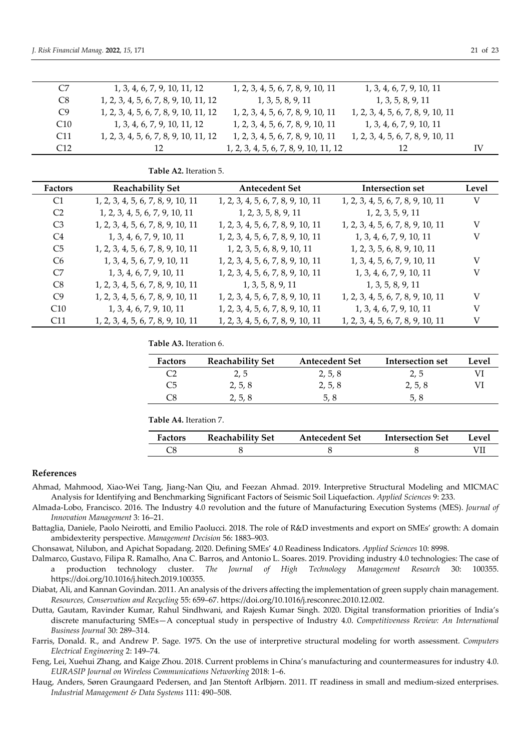| C7 | 1, 3, 4, 6, 7, 9, 10, 11, 12 | 1, 2, 3, 4, 5, 6, 7, 8, 9, 10, 11 | 1, 3, 4, 6, 7, 9, 10, 11 | |
|---|---|---|---|---|
| C8 | 1, 2, 3, 4, 5, 6, 7, 8, 9, 10, 11, 12 | 1, 3, 5, 8, 9, 11 | 1, 3, 5, 8, 9, 11 | |
| C9 | 1, 2, 3, 4, 5, 6, 7, 8, 9, 10, 11, 12 | 1, 2, 3, 4, 5, 6, 7, 8, 9, 10, 11 | 1, 2, 3, 4, 5, 6, 7, 8, 9, 10, 11 | |
| C10 | 1, 3, 4, 6, 7, 9, 10, 11, 12 | 1, 2, 3, 4, 5, 6, 7, 8, 9, 10, 11 | 1, 3, 4, 6, 7, 9, 10, 11 | |
| C11 | 1, 2, 3, 4, 5, 6, 7, 8, 9, 10, 11, 12 | 1, 2, 3, 4, 5, 6, 7, 8, 9, 10, 11 | 1, 2, 3, 4, 5, 6, 7, 8, 9, 10, 11 | |
| C12 | 12 | 1, 2, 3, 4, 5, 6, 7, 8, 9, 10, 11, 12 | 12 | IV |

**Table A2.** Iteration 5.

| Factors | Reachability Set | Antecedent Set | Intersection set | Level |
|---|---|---|---|---|
| C1 | 1, 2, 3, 4, 5, 6, 7, 8, 9, 10, 11 | 1, 2, 3, 4, 5, 6, 7, 8, 9, 10, 11 | 1, 2, 3, 4, 5, 6, 7, 8, 9, 10, 11 | V |
| C2 | 1, 2, 3, 4, 5, 6, 7, 9, 10, 11 | 1, 2, 3, 5, 8, 9, 11 | 1, 2, 3, 5, 9, 11 | |
| C3 | 1, 2, 3, 4, 5, 6, 7, 8, 9, 10, 11 | 1, 2, 3, 4, 5, 6, 7, 8, 9, 10, 11 | 1, 2, 3, 4, 5, 6, 7, 8, 9, 10, 11 | V |
| C4 | 1, 3, 4, 6, 7, 9, 10, 11 | 1, 2, 3, 4, 5, 6, 7, 8, 9, 10, 11 | 1, 3, 4, 6, 7, 9, 10, 11 | V |
| C5 | 1, 2, 3, 4, 5, 6, 7, 8, 9, 10, 11 | 1, 2, 3, 5, 6, 8, 9, 10, 11 | 1, 2, 3, 5, 6, 8, 9, 10, 11 | |
| C6 | 1, 3, 4, 5, 6, 7, 9, 10, 11 | 1, 2, 3, 4, 5, 6, 7, 8, 9, 10, 11 | 1, 3, 4, 5, 6, 7, 9, 10, 11 | V |
| C7 | 1, 3, 4, 6, 7, 9, 10, 11 | 1, 2, 3, 4, 5, 6, 7, 8, 9, 10, 11 | 1, 3, 4, 6, 7, 9, 10, 11 | V |
| C8 | 1, 2, 3, 4, 5, 6, 7, 8, 9, 10, 11 | 1, 3, 5, 8, 9, 11 | 1, 3, 5, 8, 9, 11 | |
| C9 | 1, 2, 3, 4, 5, 6, 7, 8, 9, 10, 11 | 1, 2, 3, 4, 5, 6, 7, 8, 9, 10, 11 | 1, 2, 3, 4, 5, 6, 7, 8, 9, 10, 11 | V |
| C10 | 1, 3, 4, 6, 7, 9, 10, 11 | 1, 2, 3, 4, 5, 6, 7, 8, 9, 10, 11 | 1, 3, 4, 6, 7, 9, 10, 11 | V |
| C11 | 1, 2, 3, 4, 5, 6, 7, 8, 9, 10, 11 | 1, 2, 3, 4, 5, 6, 7, 8, 9, 10, 11 | 1, 2, 3, 4, 5, 6, 7, 8, 9, 10, 11 | V |

**Table A3.** Iteration 6.

| Factors | Reachability Set | Antecedent Set | Intersection set | Level |
|---|---|---|---|---|
| C2 | 2, 5 | 2, 5, 8 | 2, 5 | VI |
| C5 | 2, 5, 8 | 2, 5, 8 | 2, 5, 8 | VI |
| C8 | 2, 5, 8 | 5, 8 | 5, 8 | |

**Table A4.** Iteration 7.

| Factors | Reachability Set | Antecedent Set | Intersection Set | Level |
|---|---|---|---|---|
| C8 | 8 | 8 | 8 | VII |

## References

Ahmad, Mahmood, Xiao-Wei Tang, Jiang-Nan Qiu, and Feezan Ahmad. 2019. Interpretive Structural Modeling and MICMAC Analysis for Identifying and Benchmarking Significant Factors of Seismic Soil Liquefaction. *Applied Sciences* 9: 233.

Almada-Lobo, Francisco. 2016. The Industry 4.0 revolution and the future of Manufacturing Execution Systems (MES). *Journal of Innovation Management* 3: 16–21.

Battaglia, Daniele, Paolo Neirotti, and Emilio Paolucci. 2018. The role of R&D investments and export on SMEs' growth: A domain ambidexterity perspective. *Management Decision* 56: 1883–903.

Chonsawat, Nilubon, and Apichat Sopadang. 2020. Defining SMEs' 4.0 Readiness Indicators. *Applied Sciences* 10: 8998.

Dalmarco, Gustavo, Filipa R. Ramalho, Ana C. Barros, and Antonio L. Soares. 2019. Providing industry 4.0 technologies: The case of a production technology cluster. *The Journal of High Technology Management Research* 30: 100355. https://doi.org/10.1016/j.hitech.2019.100355.

Diabat, Ali, and Kannan Govindan. 2011. An analysis of the drivers affecting the implementation of green supply chain management. *Resources, Conservation and Recycling* 55: 659–67. https://doi.org/10.1016/j.resconrec.2010.12.002.

Dutta, Gautam, Ravinder Kumar, Rahul Sindhwani, and Rajesh Kumar Singh. 2020. Digital transformation priorities of India's discrete manufacturing SMEs—A conceptual study in perspective of Industry 4.0. *Competitiveness Review: An International Business Journal* 30: 289–314.

Farris, Donald. R., and Andrew P. Sage. 1975. On the use of interpretive structural modeling for worth assessment. *Computers Electrical Engineering* 2: 149–74.

Feng, Lei, Xuehui Zhang, and Kaige Zhou. 2018. Current problems in China's manufacturing and countermeasures for industry 4.0. *EURASIP Journal on Wireless Communications Networking* 2018: 1–6.

Haug, Anders, Søren Graungaard Pedersen, and Jan Stentoft Arlbjørn. 2011. IT readiness in small and medium-sized enterprises. *Industrial Management & Data Systems* 111: 490–508.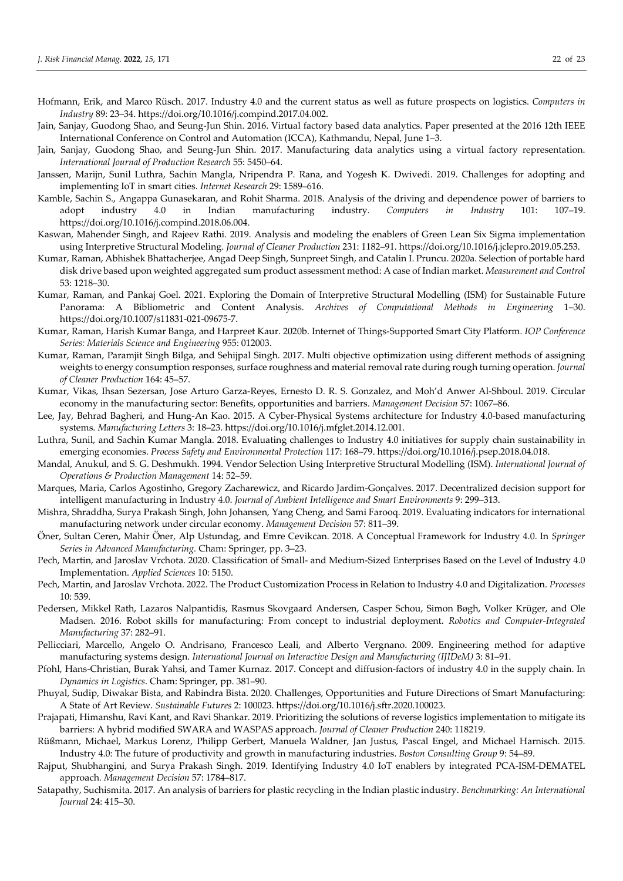Hofmann, Erik, and Marco Rüsch. 2017. Industry 4.0 and the current status as well as future prospects on logistics. *Computers in Industry* 89: 23–34. https://doi.org/10.1016/j.compind.2017.04.002.

Jain, Sanjay, Guodong Shao, and Seung-Jun Shin. 2016. Virtual factory based data analytics. Paper presented at the 2016 12th IEEE International Conference on Control and Automation (ICCA), Kathmandu, Nepal, June 1–3.

Jain, Sanjay, Guodong Shao, and Seung-Jun Shin. 2017. Manufacturing data analytics using a virtual factory representation. *International Journal of Production Research* 55: 5450–64.

Janssen, Marijn, Sunil Luthra, Sachin Mangla, Nripendra P. Rana, and Yogesh K. Dwivedi. 2019. Challenges for adopting and implementing IoT in smart cities. *Internet Research* 29: 1589–616.

Kamble, Sachin S., Angappa Gunasekaran, and Rohit Sharma. 2018. Analysis of the driving and dependence power of barriers to adopt industry 4.0 in Indian manufacturing industry. *Computers in Industry* 101: 107–19. https://doi.org/10.1016/j.compind.2018.06.004.

Kaswan, Mahender Singh, and Rajeev Rathi. 2019. Analysis and modeling the enablers of Green Lean Six Sigma implementation using Interpretive Structural Modeling. *Journal of Cleaner Production* 231: 1182–91. https://doi.org/10.1016/j.jclepro.2019.05.253.

Kumar, Raman, Abhishek Bhattacherjee, Angad Deep Singh, Sunpreet Singh, and Catalin I. Pruncu. 2020a. Selection of portable hard disk drive based upon weighted aggregated sum product assessment method: A case of Indian market. *Measurement and Control* 53: 1218–30.

Kumar, Raman, and Pankaj Goel. 2021. Exploring the Domain of Interpretive Structural Modelling (ISM) for Sustainable Future Panorama: A Bibliometric and Content Analysis. *Archives of Computational Methods in Engineering* 1–30. https://doi.org/10.1007/s11831-021-09675-7.

Kumar, Raman, Harish Kumar Banga, and Harpreet Kaur. 2020b. Internet of Things-Supported Smart City Platform. *IOP Conference Series: Materials Science and Engineering* 955: 012003.

Kumar, Raman, Paramjit Singh Bilga, and Sehijpal Singh. 2017. Multi objective optimization using different methods of assigning weights to energy consumption responses, surface roughness and material removal rate during rough turning operation. *Journal of Cleaner Production* 164: 45–57.

Kumar, Vikas, Ihsan Sezersan, Jose Arturo Garza-Reyes, Ernesto D. R. S. Gonzalez, and Moh'd Anwer Al-Shboul. 2019. Circular economy in the manufacturing sector: Benefits, opportunities and barriers. *Management Decision* 57: 1067–86.

Lee, Jay, Behrad Bagheri, and Hung-An Kao. 2015. A Cyber-Physical Systems architecture for Industry 4.0-based manufacturing systems. *Manufacturing Letters* 3: 18–23. https://doi.org/10.1016/j.mfglet.2014.12.001.

Luthra, Sunil, and Sachin Kumar Mangla. 2018. Evaluating challenges to Industry 4.0 initiatives for supply chain sustainability in emerging economies. *Process Safety and Environmental Protection* 117: 168–79. https://doi.org/10.1016/j.psep.2018.04.018.

Mandal, Anukul, and S. G. Deshmukh. 1994. Vendor Selection Using Interpretive Structural Modelling (ISM). *International Journal of Operations & Production Management* 14: 52–59.

Marques, Maria, Carlos Agostinho, Gregory Zacharewicz, and Ricardo Jardim-Gonçalves. 2017. Decentralized decision support for intelligent manufacturing in Industry 4.0. *Journal of Ambient Intelligence and Smart Environments* 9: 299–313.

Mishra, Shraddha, Surya Prakash Singh, John Johansen, Yang Cheng, and Sami Farooq. 2019. Evaluating indicators for international manufacturing network under circular economy. *Management Decision* 57: 811–39.

Öner, Sultan Ceren, Mahir Öner, Alp Ustundag, and Emre Cevikcan. 2018. A Conceptual Framework for Industry 4.0. In *Springer Series in Advanced Manufacturing*. Cham: Springer, pp. 3–23.

Pech, Martin, and Jaroslav Vrchota. 2020. Classification of Small- and Medium-Sized Enterprises Based on the Level of Industry 4.0 Implementation. *Applied Sciences* 10: 5150.

Pech, Martin, and Jaroslav Vrchota. 2022. The Product Customization Process in Relation to Industry 4.0 and Digitalization. *Processes* 10: 539.

Pedersen, Mikkel Rath, Lazaros Nalpantidis, Rasmus Skovgaard Andersen, Casper Schou, Simon Bøgh, Volker Krüger, and Ole Madsen. 2016. Robot skills for manufacturing: From concept to industrial deployment. *Robotics and Computer-Integrated Manufacturing* 37: 282–91.

Pellicciari, Marcello, Angelo O. Andrisano, Francesco Leali, and Alberto Vergnano. 2009. Engineering method for adaptive manufacturing systems design. *International Journal on Interactive Design and Manufacturing (IJIDeM)* 3: 81–91.

Pfohl, Hans-Christian, Burak Yahsi, and Tamer Kurnaz. 2017. Concept and diffusion-factors of industry 4.0 in the supply chain. In *Dynamics in Logistics*. Cham: Springer, pp. 381–90.

Phuyal, Sudip, Diwakar Bista, and Rabindra Bista. 2020. Challenges, Opportunities and Future Directions of Smart Manufacturing: A State of Art Review. *Sustainable Futures* 2: 100023. https://doi.org/10.1016/j.sftr.2020.100023.

Prajapati, Himanshu, Ravi Kant, and Ravi Shankar. 2019. Prioritizing the solutions of reverse logistics implementation to mitigate its barriers: A hybrid modified SWARA and WASPAS approach. *Journal of Cleaner Production* 240: 118219.

Rüßmann, Michael, Markus Lorenz, Philipp Gerbert, Manuela Waldner, Jan Justus, Pascal Engel, and Michael Harnisch. 2015. Industry 4.0: The future of productivity and growth in manufacturing industries. *Boston Consulting Group* 9: 54–89.

Rajput, Shubhangini, and Surya Prakash Singh. 2019. Identifying Industry 4.0 IoT enablers by integrated PCA-ISM-DEMATEL approach. *Management Decision* 57: 1784–817.

Satapathy, Suchismita. 2017. An analysis of barriers for plastic recycling in the Indian plastic industry. *Benchmarking: An International Journal* 24: 415–30.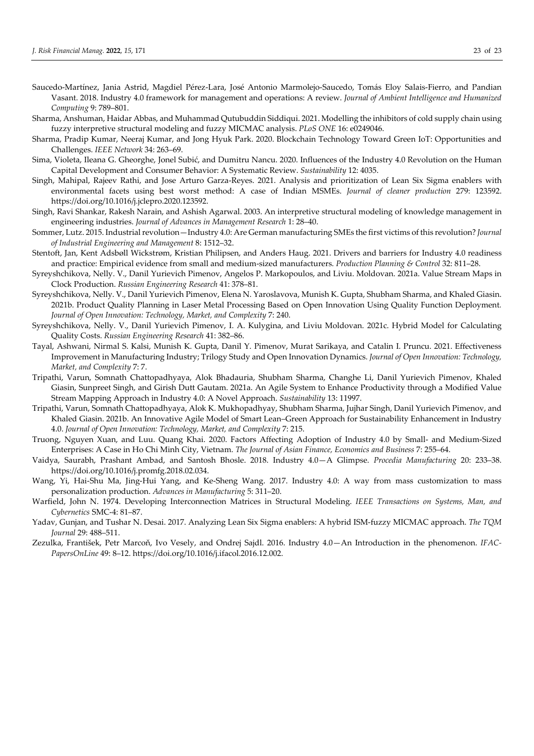Saucedo-Martínez, Jania Astrid, Magdiel Pérez-Lara, José Antonio Marmolejo-Saucedo, Tomás Eloy Salais-Fierro, and Pandian Vasant. 2018. Industry 4.0 framework for management and operations: A review. *Journal of Ambient Intelligence and Humanized Computing* 9: 789–801.

Sharma, Anshuman, Haidar Abbas, and Muhammad Qutubuddin Siddiqui. 2021. Modelling the inhibitors of cold supply chain using fuzzy interpretive structural modeling and fuzzy MICMAC analysis. *PLoS ONE* 16: e0249046.

Sharma, Pradip Kumar, Neeraj Kumar, and Jong Hyuk Park. 2020. Blockchain Technology Toward Green IoT: Opportunities and Challenges. *IEEE Network* 34: 263–69.

Sima, Violeta, Ileana G. Gheorghe, Jonel Subić, and Dumitru Nancu. 2020. Influences of the Industry 4.0 Revolution on the Human Capital Development and Consumer Behavior: A Systematic Review. *Sustainability* 12: 4035.

Singh, Mahipal, Rajeev Rathi, and Jose Arturo Garza-Reyes. 2021. Analysis and prioritization of Lean Six Sigma enablers with environmental facets using best worst method: A case of Indian MSMEs. *Journal of cleaner production* 279: 123592. https://doi.org/10.1016/j.jclepro.2020.123592.

Singh, Ravi Shankar, Rakesh Narain, and Ashish Agarwal. 2003. An interpretive structural modeling of knowledge management in engineering industries. *Journal of Advances in Management Research* 1: 28–40.

Sommer, Lutz. 2015. Industrial revolution—Industry 4.0: Are German manufacturing SMEs the first victims of this revolution? *Journal of Industrial Engineering and Management* 8: 1512–32.

Stentoft, Jan, Kent Adsbøll Wickstrøm, Kristian Philipsen, and Anders Haug. 2021. Drivers and barriers for Industry 4.0 readiness and practice: Empirical evidence from small and medium-sized manufacturers. *Production Planning & Control* 32: 811–28.

Syreyshchikova, Nelly. V., Danil Yurievich Pimenov, Angelos P. Markopoulos, and Liviu. Moldovan. 2021a. Value Stream Maps in Clock Production. *Russian Engineering Research* 41: 378–81.

Syreyshchikova, Nelly. V., Danil Yurievich Pimenov, Elena N. Yaroslavova, Munish K. Gupta, Shubham Sharma, and Khaled Giasin. 2021b. Product Quality Planning in Laser Metal Processing Based on Open Innovation Using Quality Function Deployment. *Journal of Open Innovation: Technology, Market, and Complexity* 7: 240.

Syreyshchikova, Nelly. V., Danil Yurievich Pimenov, I. A. Kulygina, and Liviu Moldovan. 2021c. Hybrid Model for Calculating Quality Costs. *Russian Engineering Research* 41: 382–86.

Tayal, Ashwani, Nirmal S. Kalsi, Munish K. Gupta, Danil Y. Pimenov, Murat Sarikaya, and Catalin I. Pruncu. 2021. Effectiveness Improvement in Manufacturing Industry; Trilogy Study and Open Innovation Dynamics. *Journal of Open Innovation: Technology, Market, and Complexity* 7: 7.

Tripathi, Varun, Somnath Chattopadhyaya, Alok Bhadauria, Shubham Sharma, Changhe Li, Danil Yurievich Pimenov, Khaled Giasin, Sunpreet Singh, and Girish Dutt Gautam. 2021a. An Agile System to Enhance Productivity through a Modified Value Stream Mapping Approach in Industry 4.0: A Novel Approach. *Sustainability* 13: 11997.

Tripathi, Varun, Somnath Chattopadhyaya, Alok K. Mukhopadhyay, Shubham Sharma, Jujhar Singh, Danil Yurievich Pimenov, and Khaled Giasin. 2021b. An Innovative Agile Model of Smart Lean–Green Approach for Sustainability Enhancement in Industry 4.0. *Journal of Open Innovation: Technology, Market, and Complexity* 7: 215.

Truong, Nguyen Xuan, and Luu. Quang Khai. 2020. Factors Affecting Adoption of Industry 4.0 by Small- and Medium-Sized Enterprises: A Case in Ho Chi Minh City, Vietnam. *The Journal of Asian Finance, Economics and Business* 7: 255–64.

Vaidya, Saurabh, Prashant Ambad, and Santosh Bhosle. 2018. Industry 4.0—A Glimpse. *Procedia Manufacturing* 20: 233–38. https://doi.org/10.1016/j.promfg.2018.02.034.

Wang, Yi, Hai-Shu Ma, Jing-Hui Yang, and Ke-Sheng Wang. 2017. Industry 4.0: A way from mass customization to mass personalization production. *Advances in Manufacturing* 5: 311–20.

Warfield, John N. 1974. Developing Interconnection Matrices in Structural Modeling. *IEEE Transactions on Systems, Man, and Cybernetics* SMC-4: 81–87.

Yadav, Gunjan, and Tushar N. Desai. 2017. Analyzing Lean Six Sigma enablers: A hybrid ISM-fuzzy MICMAC approach. *The TQM Journal* 29: 488–511.

Zezulka, František, Petr Marcoň, Ivo Vesely, and Ondrej Sajdl. 2016. Industry 4.0—An Introduction in the phenomenon. *IFAC-PapersOnLine* 49: 8–12. https://doi.org/10.1016/j.ifacol.2016.12.002.